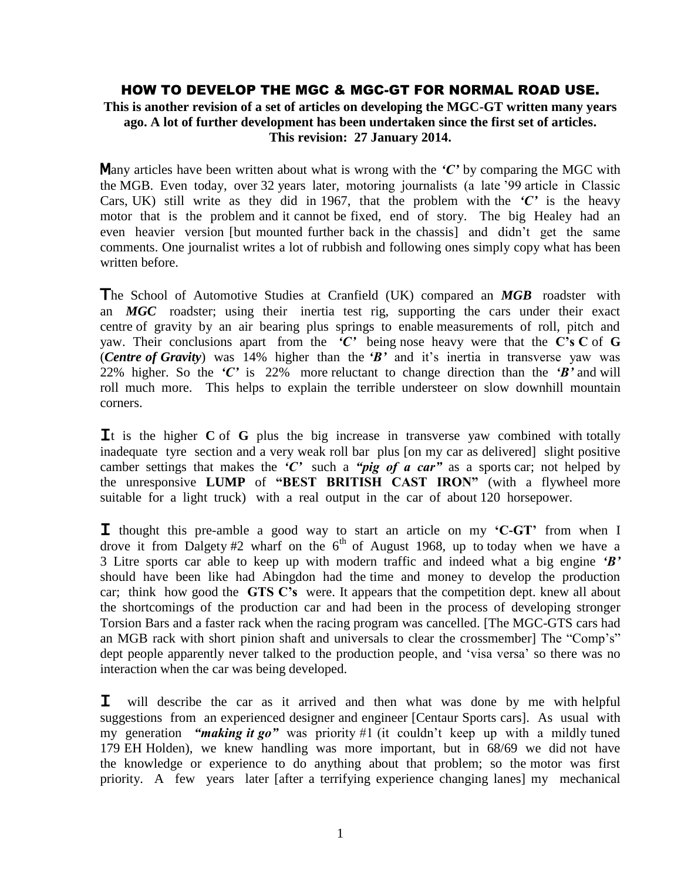# HOW TO DEVELOP THE MGC & MGC-GT FOR NORMAL ROAD USE.

**This is another revision of a set of articles on developing the MGC-GT written many years ago. A lot of further development has been undertaken since the first set of articles. This revision: 27 January 2014.**

**M**any articles have been written about what is wrong with the ***'C'*** by comparing the MGC with the MGB. Even today, over 32 years later, motoring journalists (a late '99 article in Classic Cars, UK) still write as they did in 1967, that the problem with the ***'C'*** is the heavy motor that is the problem and it cannot be fixed, end of story. The big Healey had an even heavier version [but mounted further back in the chassis] and didn't get the same comments. One journalist writes a lot of rubbish and following ones simply copy what has been written before.

**T**he School of Automotive Studies at Cranfield (UK) compared an ***MGB*** roadster with an ***MGC*** roadster; using their inertia test rig, supporting the cars under their exact centre of gravity by an air bearing plus springs to enable measurements of roll, pitch and yaw. Their conclusions apart from the ***'C'*** being nose heavy were that the **C's C** of **G** (***Centre of Gravity***) was 14% higher than the ***'B'*** and it's inertia in transverse yaw was 22% higher. So the ***'C'*** is 22% more reluctant to change direction than the ***'B'*** and will roll much more. This helps to explain the terrible understeer on slow downhill mountain corners.

**I**t is the higher **C** of **G** plus the big increase in transverse yaw combined with totally inadequate tyre section and a very weak roll bar plus [on my car as delivered] slight positive camber settings that makes the ***'C'*** such a ***"pig of a car"*** as a sports car; not helped by the unresponsive **LUMP** of **"BEST BRITISH CAST IRON"** (with a flywheel more suitable for a light truck) with a real output in the car of about 120 horsepower.

**I** thought this pre-amble a good way to start an article on my **'C-GT'** from when I drove it from Dalgety #2 wharf on the 6th of August 1968, up to today when we have a 3 Litre sports car able to keep up with modern traffic and indeed what a big engine ***'B'*** should have been like had Abingdon had the time and money to develop the production car; think how good the **GTS C's** were. It appears that the competition dept. knew all about the shortcomings of the production car and had been in the process of developing stronger Torsion Bars and a faster rack when the racing program was cancelled. [The MGC-GTS cars had an MGB rack with short pinion shaft and universals to clear the crossmember] The "Comp's" dept people apparently never talked to the production people, and 'visa versa' so there was no interaction when the car was being developed.

**I** will describe the car as it arrived and then what was done by me with helpful suggestions from an experienced designer and engineer [Centaur Sports cars]. As usual with my generation ***"making it go"*** was priority #1 (it couldn't keep up with a mildly tuned 179 EH Holden), we knew handling was more important, but in 68/69 we did not have the knowledge or experience to do anything about that problem; so the motor was first priority. A few years later [after a terrifying experience changing lanes] my mechanical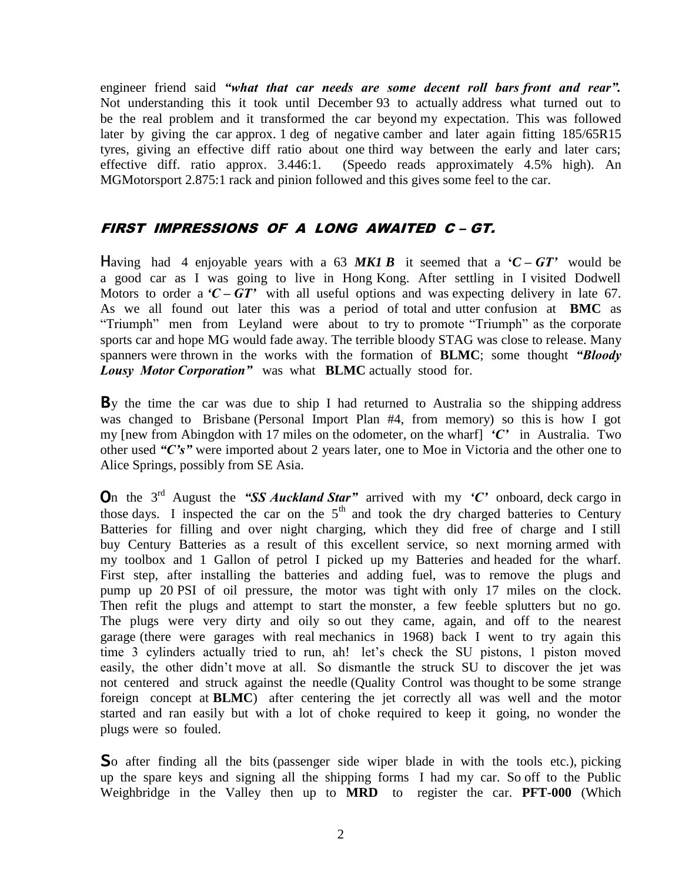engineer friend said ***"what that car needs are some decent roll bars front and rear".*** Not understanding this it took until December 93 to actually address what turned out to be the real problem and it transformed the car beyond my expectation. This was followed later by giving the car approx. 1 deg of negative camber and later again fitting 185/65R15 tyres, giving an effective diff ratio about one third way between the early and later cars; effective diff. ratio approx. 3.446:1. (Speedo reads approximately 4.5% high). An MGMotorsport 2.875:1 rack and pinion followed and this gives some feel to the car.

## *FIRST IMPRESSIONS OF A LONG AWAITED C – GT.*

**H**aving had 4 enjoyable years with a 63 ***MK1 B*** it seemed that a **'*C – GT*'** would be a good car as I was going to live in Hong Kong. After settling in I visited Dodwell Motors to order a ***'C – GT'*** with all useful options and was expecting delivery in late 67. As we all found out later this was a period of total and utter confusion at **BMC** as "Triumph" men from Leyland were about to try to promote "Triumph" as the corporate sports car and hope MG would fade away. The terrible bloody STAG was close to release. Many spanners were thrown in the works with the formation of **BLMC**; some thought ***"Bloody Lousy Motor Corporation"*** was what **BLMC** actually stood for.

**B**y the time the car was due to ship I had returned to Australia so the shipping address was changed to Brisbane (Personal Import Plan #4, from memory) so this is how I got my [new from Abingdon with 17 miles on the odometer, on the wharf] ***'C'*** in Australia. Two other used ***"C's"*** were imported about 2 years later, one to Moe in Victoria and the other one to Alice Springs, possibly from SE Asia.

**O**n the 3rd August the ***"SS Auckland Star"*** arrived with my ***'C'*** onboard, deck cargo in those days. I inspected the car on the 5th and took the dry charged batteries to Century Batteries for filling and over night charging, which they did free of charge and I still buy Century Batteries as a result of this excellent service, so next morning armed with my toolbox and 1 Gallon of petrol I picked up my Batteries and headed for the wharf. First step, after installing the batteries and adding fuel, was to remove the plugs and pump up 20 PSI of oil pressure, the motor was tight with only 17 miles on the clock. Then refit the plugs and attempt to start the monster, a few feeble splutters but no go. The plugs were very dirty and oily so out they came, again, and off to the nearest garage (there were garages with real mechanics in 1968) back I went to try again this time 3 cylinders actually tried to run, ah! let's check the SU pistons, 1 piston moved easily, the other didn't move at all. So dismantle the struck SU to discover the jet was not centered and struck against the needle (Quality Control was thought to be some strange foreign concept at **BLMC**) after centering the jet correctly all was well and the motor started and ran easily but with a lot of choke required to keep it going, no wonder the plugs were so fouled.

**S**o after finding all the bits (passenger side wiper blade in with the tools etc.), picking up the spare keys and signing all the shipping forms I had my car. So off to the Public Weighbridge in the Valley then up to **MRD** to register the car. **PFT-000** (Which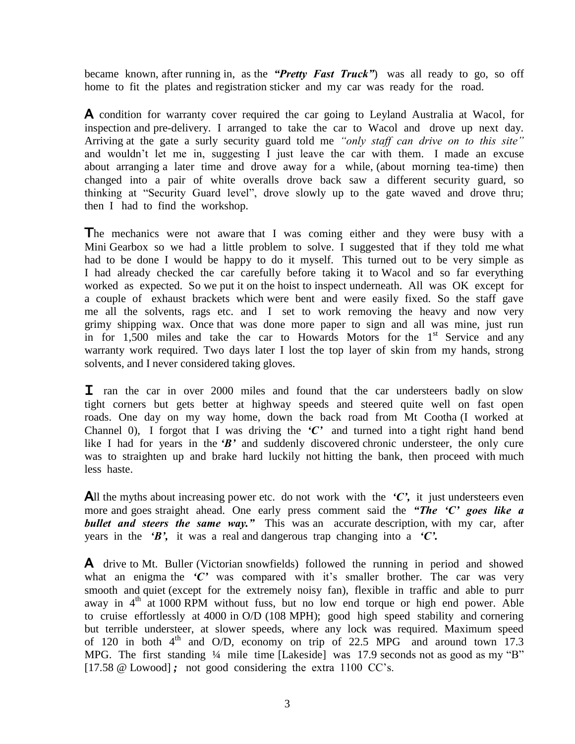became known, after running in, as the ***"Pretty Fast Truck"***) was all ready to go, so off home to fit the plates and registration sticker and my car was ready for the road.

**A** condition for warranty cover required the car going to Leyland Australia at Wacol, for inspection and pre-delivery. I arranged to take the car to Wacol and drove up next day. Arriving at the gate a surly security guard told me *"only staff can drive on to this site"* and wouldn't let me in, suggesting I just leave the car with them. I made an excuse about arranging a later time and drove away for a while, (about morning tea-time) then changed into a pair of white overalls drove back saw a different security guard, so thinking at "Security Guard level", drove slowly up to the gate waved and drove thru; then I had to find the workshop.

**T**he mechanics were not aware that I was coming either and they were busy with a Mini Gearbox so we had a little problem to solve. I suggested that if they told me what had to be done I would be happy to do it myself. This turned out to be very simple as I had already checked the car carefully before taking it to Wacol and so far everything worked as expected. So we put it on the hoist to inspect underneath. All was OK except for a couple of exhaust brackets which were bent and were easily fixed. So the staff gave me all the solvents, rags etc. and I set to work removing the heavy and now very grimy shipping wax. Once that was done more paper to sign and all was mine, just run in for 1,500 miles and take the car to Howards Motors for the 1st Service and any warranty work required. Two days later I lost the top layer of skin from my hands, strong solvents, and I never considered taking gloves.

**I** ran the car in over 2000 miles and found that the car understeers badly on slow tight corners but gets better at highway speeds and steered quite well on fast open roads. One day on my way home, down the back road from Mt Cootha (I worked at Channel 0), I forgot that I was driving the ***'C'*** and turned into a tight right hand bend like I had for years in the ***'B'*** and suddenly discovered chronic understeer, the only cure was to straighten up and brake hard luckily not hitting the bank, then proceed with much less haste.

**A**ll the myths about increasing power etc. do not work with the ***'C',*** it just understeers even more and goes straight ahead. One early press comment said the ***"The 'C' goes like a bullet and steers the same way."*** This was an accurate description, with my car, after years in the ***'B',*** it was a real and dangerous trap changing into a ***'C'.***

**A** drive to Mt. Buller (Victorian snowfields) followed the running in period and showed what an enigma the ***'C'*** was compared with it's smaller brother. The car was very smooth and quiet (except for the extremely noisy fan), flexible in traffic and able to purr away in 4th at 1000 RPM without fuss, but no low end torque or high end power. Able to cruise effortlessly at 4000 in O/D (108 MPH); good high speed stability and cornering but terrible understeer, at slower speeds, where any lock was required. Maximum speed of 120 in both 4th and O/D, economy on trip of 22.5 MPG and around town 17.3 MPG. The first standing ¼ mile time [Lakeside] was 17.9 seconds not as good as my "B" [17.58 @ Lowood]***;*** not good considering the extra 1100 CC's.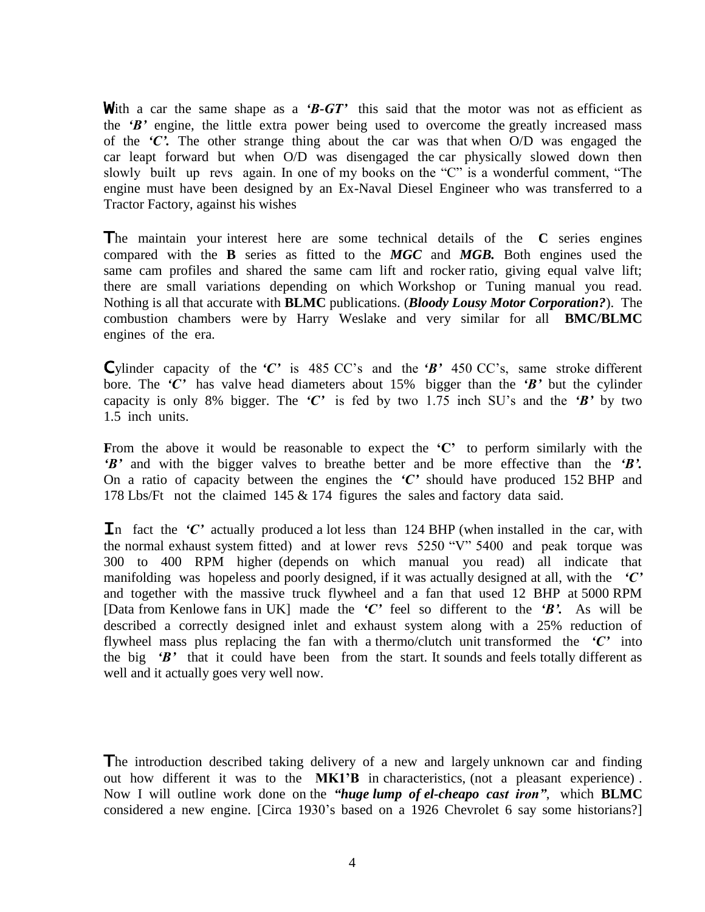With a car the same shape as a ***'B-GT'*** this said that the motor was not as efficient as the ***'B'*** engine, the little extra power being used to overcome the greatly increased mass of the ***'C'.*** The other strange thing about the car was that when O/D was engaged the car leapt forward but when O/D was disengaged the car physically slowed down then slowly built up revs again. In one of my books on the "C" is a wonderful comment, "The engine must have been designed by an Ex-Naval Diesel Engineer who was transferred to a Tractor Factory, against his wishes

The maintain your interest here are some technical details of the **C** series engines compared with the **B** series as fitted to the ***MGC*** and ***MGB.*** Both engines used the same cam profiles and shared the same cam lift and rocker ratio, giving equal valve lift; there are small variations depending on which Workshop or Tuning manual you read. Nothing is all that accurate with **BLMC** publications. (***Bloody Lousy Motor Corporation?***). The combustion chambers were by Harry Weslake and very similar for all **BMC/BLMC** engines of the era.

Cylinder capacity of the ***'C'*** is 485 CC's and the ***'B'*** 450 CC's, same stroke different bore. The ***'C'*** has valve head diameters about 15% bigger than the ***'B'*** but the cylinder capacity is only 8% bigger. The ***'C'*** is fed by two 1.75 inch SU's and the ***'B'*** by two 1.5 inch units.

**F**rom the above it would be reasonable to expect the **'C'** to perform similarly with the ***'B'*** and with the bigger valves to breathe better and be more effective than the ***'B'.*** On a ratio of capacity between the engines the ***'C'*** should have produced 152 BHP and 178 Lbs/Ft not the claimed 145 & 174 figures the sales and factory data said.

In fact the ***'C'*** actually produced a lot less than 124 BHP (when installed in the car, with the normal exhaust system fitted) and at lower revs 5250 "V" 5400 and peak torque was 300 to 400 RPM higher (depends on which manual you read) all indicate that manifolding was hopeless and poorly designed, if it was actually designed at all, with the ***'C'*** and together with the massive truck flywheel and a fan that used 12 BHP at 5000 RPM [Data from Kenlowe fans in UK] made the ***'C'*** feel so different to the ***'B'.*** As will be described a correctly designed inlet and exhaust system along with a 25% reduction of flywheel mass plus replacing the fan with a thermo/clutch unit transformed the ***'C'*** into the big ***'B'*** that it could have been from the start. It sounds and feels totally different as well and it actually goes very well now.

The introduction described taking delivery of a new and largely unknown car and finding out how different it was to the **MK1'B** in characteristics, (not a pleasant experience) . Now I will outline work done on the ***"huge lump of el-cheapo cast iron"***, which **BLMC** considered a new engine. [Circa 1930's based on a 1926 Chevrolet 6 say some historians?]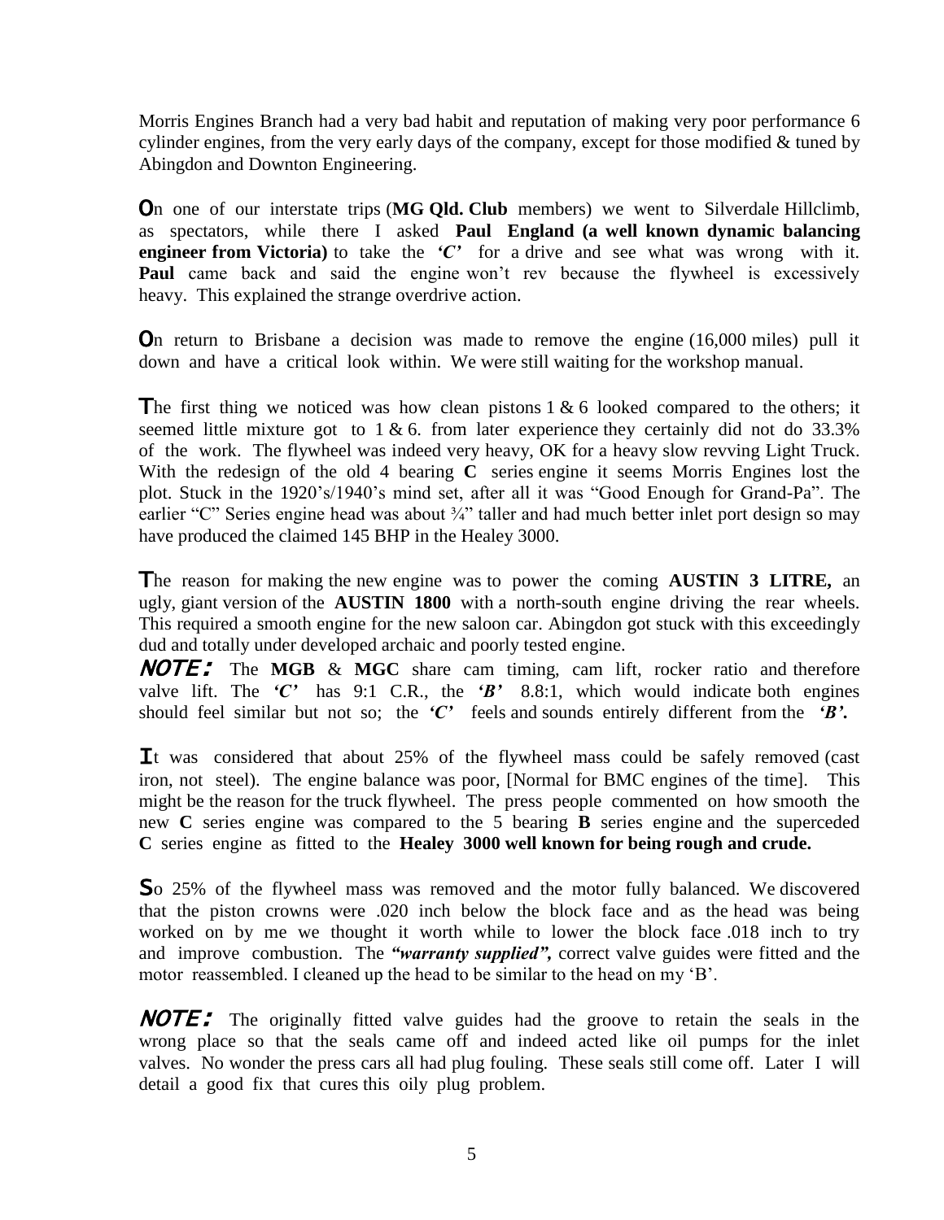Morris Engines Branch had a very bad habit and reputation of making very poor performance 6 cylinder engines, from the very early days of the company, except for those modified & tuned by Abingdon and Downton Engineering.

On one of our interstate trips (**MG Qld. Club** members) we went to Silverdale Hillclimb, as spectators, while there I asked **Paul England (a well known dynamic balancing engineer from Victoria)** to take the ***'C'*** for a drive and see what was wrong with it. **Paul** came back and said the engine won't rev because the flywheel is excessively heavy. This explained the strange overdrive action.

On return to Brisbane a decision was made to remove the engine (16,000 miles) pull it down and have a critical look within. We were still waiting for the workshop manual.

The first thing we noticed was how clean pistons 1 & 6 looked compared to the others; it seemed little mixture got to 1 & 6. from later experience they certainly did not do 33.3% of the work. The flywheel was indeed very heavy, OK for a heavy slow revving Light Truck. With the redesign of the old 4 bearing **C** series engine it seems Morris Engines lost the plot. Stuck in the 1920's/1940's mind set, after all it was "Good Enough for Grand-Pa". The earlier "C" Series engine head was about ¾" taller and had much better inlet port design so may have produced the claimed 145 BHP in the Healey 3000.

The reason for making the new engine was to power the coming **AUSTIN 3 LITRE,** an ugly, giant version of the **AUSTIN 1800** with a north-south engine driving the rear wheels. This required a smooth engine for the new saloon car. Abingdon got stuck with this exceedingly dud and totally under developed archaic and poorly tested engine.

***NOTE:*** The **MGB** & **MGC** share cam timing, cam lift, rocker ratio and therefore valve lift. The ***'C'*** has 9:1 C.R., the ***'B'*** 8.8:1, which would indicate both engines should feel similar but not so; the ***'C'*** feels and sounds entirely different from the ***'B'.***

It was considered that about 25% of the flywheel mass could be safely removed (cast iron, not steel). The engine balance was poor, [Normal for BMC engines of the time]. This might be the reason for the truck flywheel. The press people commented on how smooth the new **C** series engine was compared to the 5 bearing **B** series engine and the superceded **C** series engine as fitted to the **Healey 3000 well known for being rough and crude.**

So 25% of the flywheel mass was removed and the motor fully balanced. We discovered that the piston crowns were .020 inch below the block face and as the head was being worked on by me we thought it worth while to lower the block face .018 inch to try and improve combustion. The ***"warranty supplied",*** correct valve guides were fitted and the motor reassembled. I cleaned up the head to be similar to the head on my 'B'.

***NOTE:*** The originally fitted valve guides had the groove to retain the seals in the wrong place so that the seals came off and indeed acted like oil pumps for the inlet valves. No wonder the press cars all had plug fouling. These seals still come off. Later I will detail a good fix that cures this oily plug problem.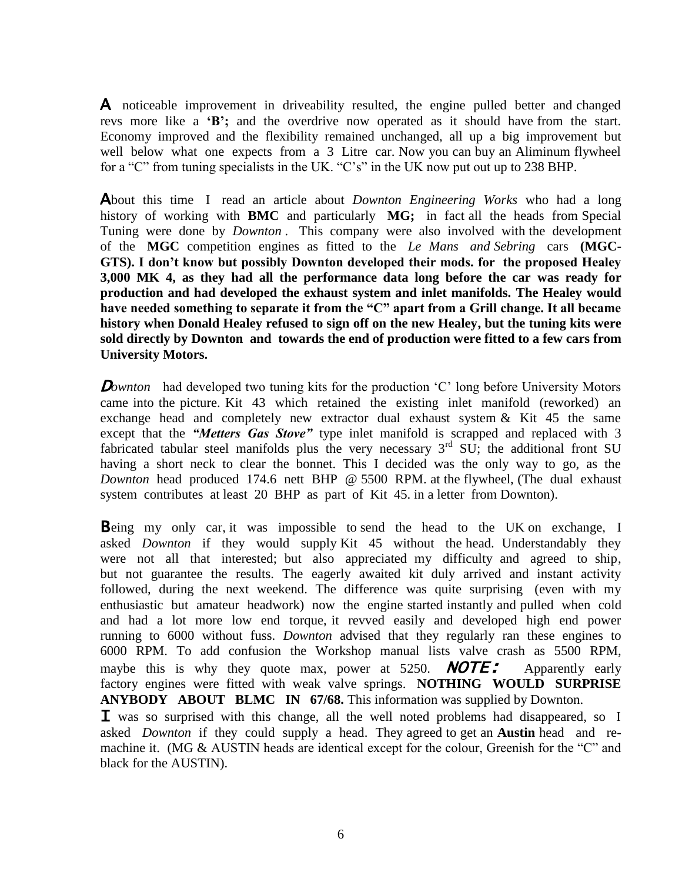**A** noticeable improvement in driveability resulted, the engine pulled better and changed revs more like a **'B';** and the overdrive now operated as it should have from the start. Economy improved and the flexibility remained unchanged, all up a big improvement but well below what one expects from a 3 Litre car. Now you can buy an Aliminum flywheel for a "C" from tuning specialists in the UK. "C's" in the UK now put out up to 238 BHP.

**A**bout this time I read an article about *Downton Engineering Works* who had a long history of working with **BMC** and particularly **MG;** in fact all the heads from Special Tuning were done by *Downton* . This company were also involved with the development of the **MGC** competition engines as fitted to the *Le Mans and Sebring* cars **(MGC-GTS). I don't know but possibly Downton developed their mods. for the proposed Healey 3,000 MK 4, as they had all the performance data long before the car was ready for production and had developed the exhaust system and inlet manifolds. The Healey would have needed something to separate it from the "C" apart from a Grill change. It all became history when Donald Healey refused to sign off on the new Healey, but the tuning kits were sold directly by Downton and towards the end of production were fitted to a few cars from University Motors.**

***D****ownton* had developed two tuning kits for the production 'C' long before University Motors came into the picture. Kit 43 which retained the existing inlet manifold (reworked) an exchange head and completely new extractor dual exhaust system & Kit 45 the same except that the ***"Metters Gas Stove"*** type inlet manifold is scrapped and replaced with 3 fabricated tabular steel manifolds plus the very necessary 3rd SU; the additional front SU having a short neck to clear the bonnet. This I decided was the only way to go, as the *Downton* head produced 174.6 nett BHP @ 5500 RPM. at the flywheel, (The dual exhaust system contributes at least 20 BHP as part of Kit 45. in a letter from Downton).

**B**eing my only car, it was impossible to send the head to the UK on exchange, I asked *Downton* if they would supply Kit 45 without the head. Understandably they were not all that interested; but also appreciated my difficulty and agreed to ship, but not guarantee the results. The eagerly awaited kit duly arrived and instant activity followed, during the next weekend. The difference was quite surprising (even with my enthusiastic but amateur headwork) now the engine started instantly and pulled when cold and had a lot more low end torque, it revved easily and developed high end power running to 6000 without fuss. *Downton* advised that they regularly ran these engines to 6000 RPM. To add confusion the Workshop manual lists valve crash as 5500 RPM, maybe this is why they quote max, power at 5250. ***NOTE:*** Apparently early factory engines were fitted with weak valve springs. **NOTHING WOULD SURPRISE ANYBODY ABOUT BLMC IN 67/68.** This information was supplied by Downton.

**I** was so surprised with this change, all the well noted problems had disappeared, so I asked *Downton* if they could supply a head. They agreed to get an **Austin** head and re-machine it. (MG & AUSTIN heads are identical except for the colour, Greenish for the "C" and black for the AUSTIN).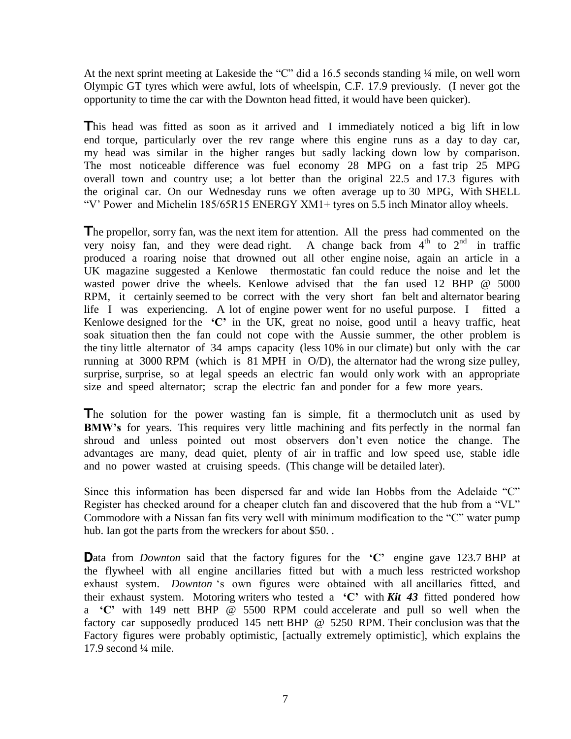At the next sprint meeting at Lakeside the "C" did a 16.5 seconds standing ¼ mile, on well worn Olympic GT tyres which were awful, lots of wheelspin, C.F. 17.9 previously. (I never got the opportunity to time the car with the Downton head fitted, it would have been quicker).

**T**his head was fitted as soon as it arrived and I immediately noticed a big lift in low end torque, particularly over the rev range where this engine runs as a day to day car, my head was similar in the higher ranges but sadly lacking down low by comparison. The most noticeable difference was fuel economy 28 MPG on a fast trip 25 MPG overall town and country use; a lot better than the original 22.5 and 17.3 figures with the original car. On our Wednesday runs we often average up to 30 MPG, With SHELL "V' Power and Michelin 185/65R15 ENERGY XM1+ tyres on 5.5 inch Minator alloy wheels.

**T**he propellor, sorry fan, was the next item for attention. All the press had commented on the very noisy fan, and they were dead right. A change back from 4th to 2nd in traffic produced a roaring noise that drowned out all other engine noise, again an article in a UK magazine suggested a Kenlowe thermostatic fan could reduce the noise and let the wasted power drive the wheels. Kenlowe advised that the fan used 12 BHP @ 5000 RPM, it certainly seemed to be correct with the very short fan belt and alternator bearing life I was experiencing. A lot of engine power went for no useful purpose. I fitted a Kenlowe designed for the **'C'** in the UK, great no noise, good until a heavy traffic, heat soak situation then the fan could not cope with the Aussie summer, the other problem is the tiny little alternator of 34 amps capacity (less 10% in our climate) but only with the car running at 3000 RPM (which is 81 MPH in O/D), the alternator had the wrong size pulley, surprise, surprise, so at legal speeds an electric fan would only work with an appropriate size and speed alternator; scrap the electric fan and ponder for a few more years.

**T**he solution for the power wasting fan is simple, fit a thermoclutch unit as used by **BMW's** for years. This requires very little machining and fits perfectly in the normal fan shroud and unless pointed out most observers don't even notice the change. The advantages are many, dead quiet, plenty of air in traffic and low speed use, stable idle and no power wasted at cruising speeds. (This change will be detailed later).

Since this information has been dispersed far and wide Ian Hobbs from the Adelaide "C" Register has checked around for a cheaper clutch fan and discovered that the hub from a "VL" Commodore with a Nissan fan fits very well with minimum modification to the "C" water pump hub. Ian got the parts from the wreckers for about $50. .

**D**ata from *Downton* said that the factory figures for the **'C'** engine gave 123.7 BHP at the flywheel with all engine ancillaries fitted but with a much less restricted workshop exhaust system. *Downton* 's own figures were obtained with all ancillaries fitted, and their exhaust system. Motoring writers who tested a **'C'** with ***Kit 43*** fitted pondered how a **'C'** with 149 nett BHP @ 5500 RPM could accelerate and pull so well when the factory car supposedly produced 145 nett BHP @ 5250 RPM. Their conclusion was that the Factory figures were probably optimistic, [actually extremely optimistic], which explains the 17.9 second ¼ mile.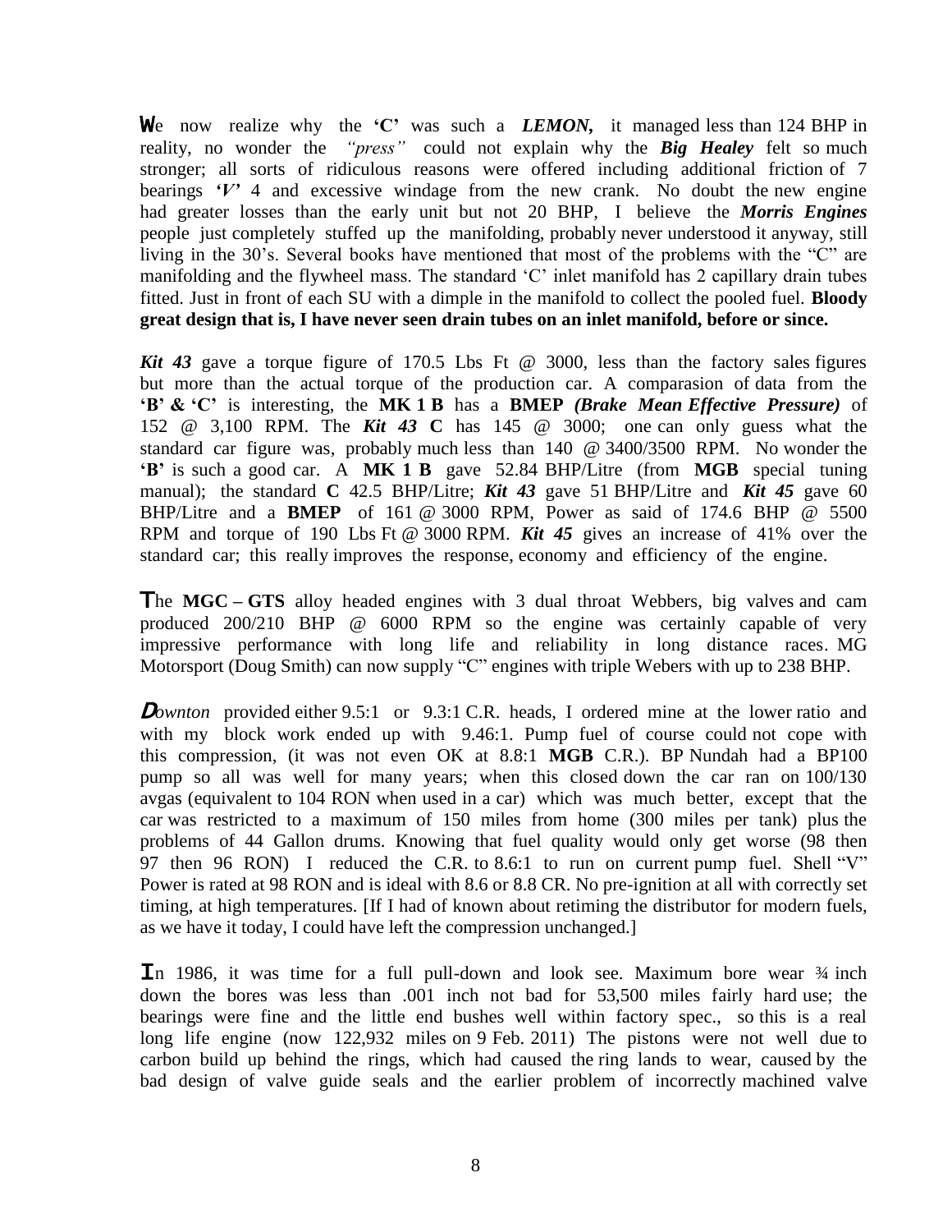We now realize why the **'C'** was such a ***LEMON,*** it managed less than 124 BHP in reality, no wonder the *"press"* could not explain why the ***Big Healey*** felt so much stronger; all sorts of ridiculous reasons were offered including additional friction of 7 bearings ***'V'*** 4 and excessive windage from the new crank. No doubt the new engine had greater losses than the early unit but not 20 BHP, I believe the ***Morris Engines*** people just completely stuffed up the manifolding, probably never understood it anyway, still living in the 30's. Several books have mentioned that most of the problems with the "C" are manifolding and the flywheel mass. The standard 'C' inlet manifold has 2 capillary drain tubes fitted. Just in front of each SU with a dimple in the manifold to collect the pooled fuel. **Bloody great design that is, I have never seen drain tubes on an inlet manifold, before or since.**

***Kit 43*** gave a torque figure of 170.5 Lbs Ft @ 3000, less than the factory sales figures but more than the actual torque of the production car. A comparasion of data from the **'B' & 'C'** is interesting, the **MK 1 B** has a **BMEP** ***(Brake Mean Effective Pressure)*** of 152 @ 3,100 RPM. The ***Kit 43*** **C** has 145 @ 3000; one can only guess what the standard car figure was, probably much less than 140 @ 3400/3500 RPM. No wonder the **'B'** is such a good car. A **MK 1 B** gave 52.84 BHP/Litre (from **MGB** special tuning manual); the standard **C** 42.5 BHP/Litre; ***Kit 43*** gave 51 BHP/Litre and ***Kit 45*** gave 60 BHP/Litre and a **BMEP** of 161 @ 3000 RPM, Power as said of 174.6 BHP @ 5500 RPM and torque of 190 Lbs Ft @ 3000 RPM. ***Kit 45*** gives an increase of 41% over the standard car; this really improves the response, economy and efficiency of the engine.

The **MGC – GTS** alloy headed engines with 3 dual throat Webbers, big valves and cam produced 200/210 BHP @ 6000 RPM so the engine was certainly capable of very impressive performance with long life and reliability in long distance races. MG Motorsport (Doug Smith) can now supply "C" engines with triple Webers with up to 238 BHP.

*Downton* provided either 9.5:1 or 9.3:1 C.R. heads, I ordered mine at the lower ratio and with my block work ended up with 9.46:1. Pump fuel of course could not cope with this compression, (it was not even OK at 8.8:1 **MGB** C.R.). BP Nundah had a BP100 pump so all was well for many years; when this closed down the car ran on 100/130 avgas (equivalent to 104 RON when used in a car) which was much better, except that the car was restricted to a maximum of 150 miles from home (300 miles per tank) plus the problems of 44 Gallon drums. Knowing that fuel quality would only get worse (98 then 97 then 96 RON) I reduced the C.R. to 8.6:1 to run on current pump fuel. Shell "V" Power is rated at 98 RON and is ideal with 8.6 or 8.8 CR. No pre-ignition at all with correctly set timing, at high temperatures. [If I had of known about retiming the distributor for modern fuels, as we have it today, I could have left the compression unchanged.]

In 1986, it was time for a full pull-down and look see. Maximum bore wear ¾ inch down the bores was less than .001 inch not bad for 53,500 miles fairly hard use; the bearings were fine and the little end bushes well within factory spec., so this is a real long life engine (now 122,932 miles on 9 Feb. 2011) The pistons were not well due to carbon build up behind the rings, which had caused the ring lands to wear, caused by the bad design of valve guide seals and the earlier problem of incorrectly machined valve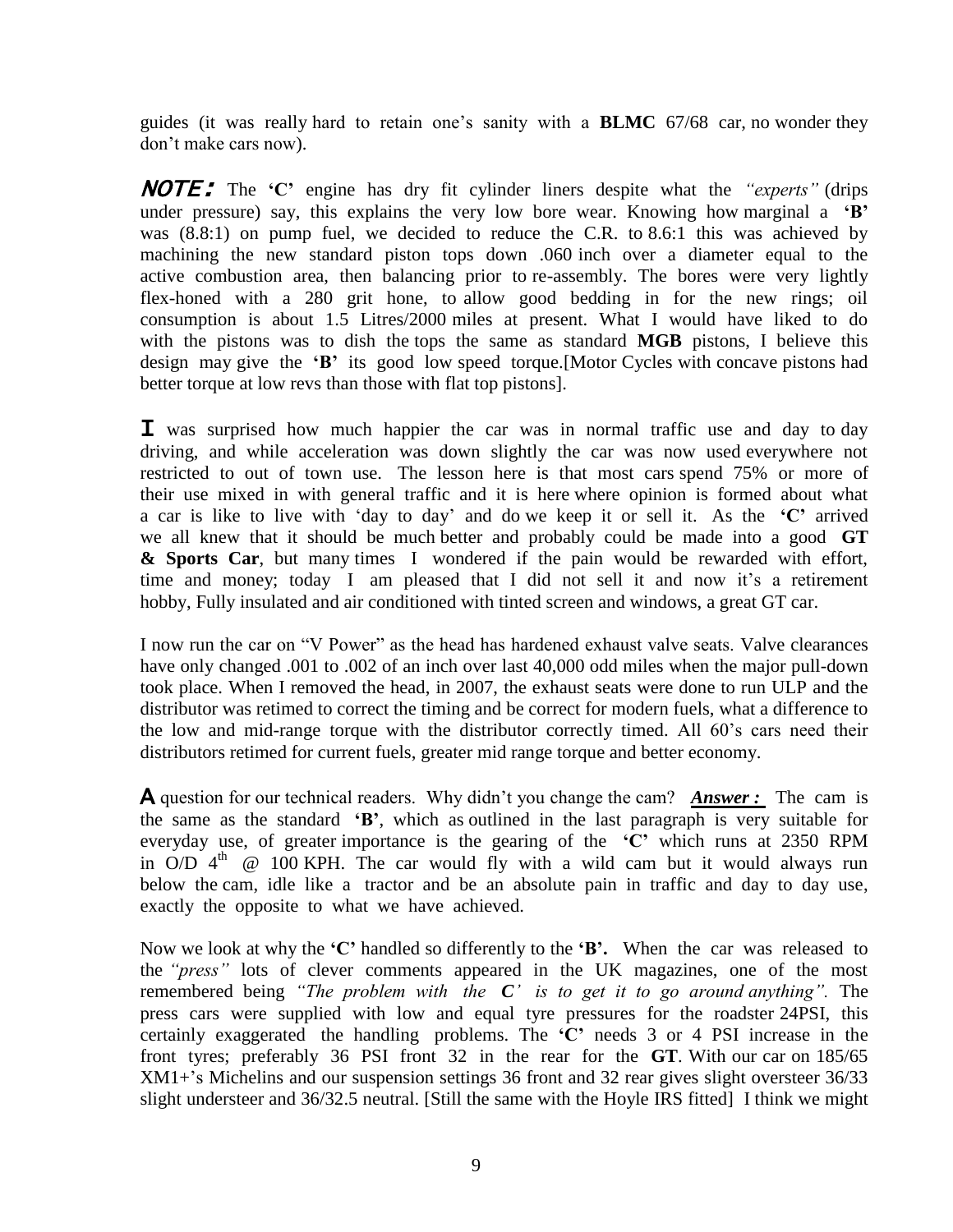guides (it was really hard to retain one's sanity with a **BLMC** 67/68 car, no wonder they don't make cars now).

**NOTE:** The **'C'** engine has dry fit cylinder liners despite what the *"experts"* (drips under pressure) say, this explains the very low bore wear. Knowing how marginal a **'B'** was (8.8:1) on pump fuel, we decided to reduce the C.R. to 8.6:1 this was achieved by machining the new standard piston tops down .060 inch over a diameter equal to the active combustion area, then balancing prior to re-assembly. The bores were very lightly flex-honed with a 280 grit hone, to allow good bedding in for the new rings; oil consumption is about 1.5 Litres/2000 miles at present. What I would have liked to do with the pistons was to dish the tops the same as standard **MGB** pistons, I believe this design may give the **'B'** its good low speed torque.[Motor Cycles with concave pistons had better torque at low revs than those with flat top pistons].

**I** was surprised how much happier the car was in normal traffic use and day to day driving, and while acceleration was down slightly the car was now used everywhere not restricted to out of town use. The lesson here is that most cars spend 75% or more of their use mixed in with general traffic and it is here where opinion is formed about what a car is like to live with 'day to day' and do we keep it or sell it. As the **'C'** arrived we all knew that it should be much better and probably could be made into a good **GT & Sports Car**, but many times I wondered if the pain would be rewarded with effort, time and money; today I am pleased that I did not sell it and now it's a retirement hobby, Fully insulated and air conditioned with tinted screen and windows, a great GT car.

I now run the car on "V Power" as the head has hardened exhaust valve seats. Valve clearances have only changed .001 to .002 of an inch over last 40,000 odd miles when the major pull-down took place. When I removed the head, in 2007, the exhaust seats were done to run ULP and the distributor was retimed to correct the timing and be correct for modern fuels, what a difference to the low and mid-range torque with the distributor correctly timed. All 60's cars need their distributors retimed for current fuels, greater mid range torque and better economy.

**A** question for our technical readers. Why didn't you change the cam? ***Answer :*** The cam is the same as the standard **'B'**, which as outlined in the last paragraph is very suitable for everyday use, of greater importance is the gearing of the **'C'** which runs at 2350 RPM in O/D 4th @ 100 KPH. The car would fly with a wild cam but it would always run below the cam, idle like a tractor and be an absolute pain in traffic and day to day use, exactly the opposite to what we have achieved.

Now we look at why the **'C'** handled so differently to the **'B'.** When the car was released to the *"press"* lots of clever comments appeared in the UK magazines, one of the most remembered being *"The problem with the **C'** is to get it to go around anything".* The press cars were supplied with low and equal tyre pressures for the roadster 24PSI, this certainly exaggerated the handling problems. The **'C'** needs 3 or 4 PSI increase in the front tyres; preferably 36 PSI front 32 in the rear for the **GT**. With our car on 185/65 XM1+'s Michelins and our suspension settings 36 front and 32 rear gives slight oversteer 36/33 slight understeer and 36/32.5 neutral. [Still the same with the Hoyle IRS fitted] I think we might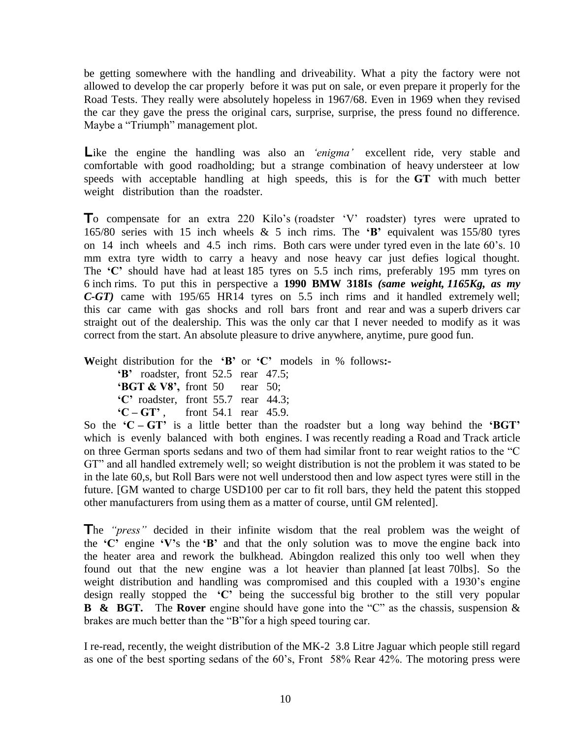be getting somewhere with the handling and driveability. What a pity the factory were not allowed to develop the car properly before it was put on sale, or even prepare it properly for the Road Tests. They really were absolutely hopeless in 1967/68. Even in 1969 when they revised the car they gave the press the original cars, surprise, surprise, the press found no difference. Maybe a "Triumph" management plot.

Like the engine the handling was also an *'enigma'* excellent ride, very stable and comfortable with good roadholding; but a strange combination of heavy understeer at low speeds with acceptable handling at high speeds, this is for the **GT** with much better weight distribution than the roadster.

To compensate for an extra 220 Kilo's (roadster 'V' roadster) tyres were uprated to 165/80 series with 15 inch wheels & 5 inch rims. The **'B'** equivalent was 155/80 tyres on 14 inch wheels and 4.5 inch rims. Both cars were under tyred even in the late 60's. 10 mm extra tyre width to carry a heavy and nose heavy car just defies logical thought. The **'C'** should have had at least 185 tyres on 5.5 inch rims, preferably 195 mm tyres on 6 inch rims. To put this in perspective a **1990 BMW 318Is** ***(same weight, 1165Kg, as my C-GT)*** came with 195/65 HR14 tyres on 5.5 inch rims and it handled extremely well; this car came with gas shocks and roll bars front and rear and was a superb drivers car straight out of the dealership. This was the only car that I never needed to modify as it was correct from the start. An absolute pleasure to drive anywhere, anytime, pure good fun.

**W**eight distribution for the **'B'** or **'C'** models in % follows**:-**

- **'B'** roadster, front 52.5 rear 47.5;
- **'BGT & V8',** front 50 rear 50;
- **'C'** roadster, front 55.7 rear 44.3;
- **'C – GT'** , front 54.1 rear 45.9.

So the **'C – GT'** is a little better than the roadster but a long way behind the **'BGT'** which is evenly balanced with both engines. I was recently reading a Road and Track article on three German sports sedans and two of them had similar front to rear weight ratios to the "C GT" and all handled extremely well; so weight distribution is not the problem it was stated to be in the late 60,s, but Roll Bars were not well understood then and low aspect tyres were still in the future. [GM wanted to charge USD100 per car to fit roll bars, they held the patent this stopped other manufacturers from using them as a matter of course, until GM relented].

The *"press"* decided in their infinite wisdom that the real problem was the weight of the **'C'** engine **'V'**s the **'B'** and that the only solution was to move the engine back into the heater area and rework the bulkhead. Abingdon realized this only too well when they found out that the new engine was a lot heavier than planned [at least 70lbs]. So the weight distribution and handling was compromised and this coupled with a 1930's engine design really stopped the **'C'** being the successful big brother to the still very popular **B & BGT.** The **Rover** engine should have gone into the "C" as the chassis, suspension & brakes are much better than the "B"for a high speed touring car.

I re-read, recently, the weight distribution of the MK-2 3.8 Litre Jaguar which people still regard as one of the best sporting sedans of the 60's, Front 58% Rear 42%. The motoring press were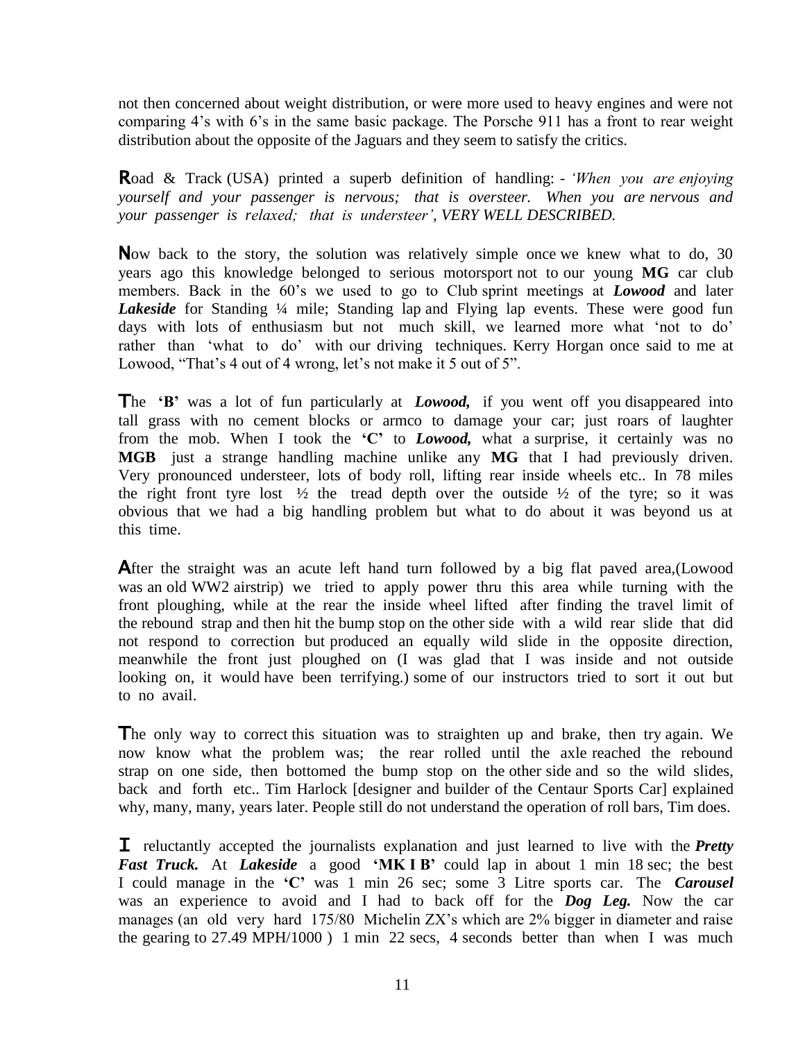not then concerned about weight distribution, or were more used to heavy engines and were not comparing 4's with 6's in the same basic package. The Porsche 911 has a front to rear weight distribution about the opposite of the Jaguars and they seem to satisfy the critics.

**R**oad & Track (USA) printed a superb definition of handling: - *'When you are enjoying yourself and your passenger is nervous; that is oversteer. When you are nervous and your passenger is relaxed; that is understeer', VERY WELL DESCRIBED.*

**N**ow back to the story, the solution was relatively simple once we knew what to do, 30 years ago this knowledge belonged to serious motorsport not to our young **MG** car club members. Back in the 60's we used to go to Club sprint meetings at ***Lowood*** and later ***Lakeside*** for Standing ¼ mile; Standing lap and Flying lap events. These were good fun days with lots of enthusiasm but not much skill, we learned more what 'not to do' rather than 'what to do' with our driving techniques. Kerry Horgan once said to me at Lowood, "That's 4 out of 4 wrong, let's not make it 5 out of 5".

**T**he **'B'** was a lot of fun particularly at ***Lowood,*** if you went off you disappeared into tall grass with no cement blocks or armco to damage your car; just roars of laughter from the mob. When I took the **'C'** to ***Lowood,*** what a surprise, it certainly was no **MGB** just a strange handling machine unlike any **MG** that I had previously driven. Very pronounced understeer, lots of body roll, lifting rear inside wheels etc.. In 78 miles the right front tyre lost ½ the tread depth over the outside ½ of the tyre; so it was obvious that we had a big handling problem but what to do about it was beyond us at this time.

**A**fter the straight was an acute left hand turn followed by a big flat paved area,(Lowood was an old WW2 airstrip) we tried to apply power thru this area while turning with the front ploughing, while at the rear the inside wheel lifted after finding the travel limit of the rebound strap and then hit the bump stop on the other side with a wild rear slide that did not respond to correction but produced an equally wild slide in the opposite direction, meanwhile the front just ploughed on (I was glad that I was inside and not outside looking on, it would have been terrifying.) some of our instructors tried to sort it out but to no avail.

**T**he only way to correct this situation was to straighten up and brake, then try again. We now know what the problem was; the rear rolled until the axle reached the rebound strap on one side, then bottomed the bump stop on the other side and so the wild slides, back and forth etc.. Tim Harlock [designer and builder of the Centaur Sports Car] explained why, many, many, years later. People still do not understand the operation of roll bars, Tim does.

**I** reluctantly accepted the journalists explanation and just learned to live with the ***Pretty Fast Truck.*** At ***Lakeside*** a good **'MK I B'** could lap in about 1 min 18 sec; the best I could manage in the **'C'** was 1 min 26 sec; some 3 Litre sports car. The ***Carousel*** was an experience to avoid and I had to back off for the ***Dog Leg.*** Now the car manages (an old very hard 175/80 Michelin ZX's which are 2% bigger in diameter and raise the gearing to 27.49 MPH/1000 ) 1 min 22 secs, 4 seconds better than when I was much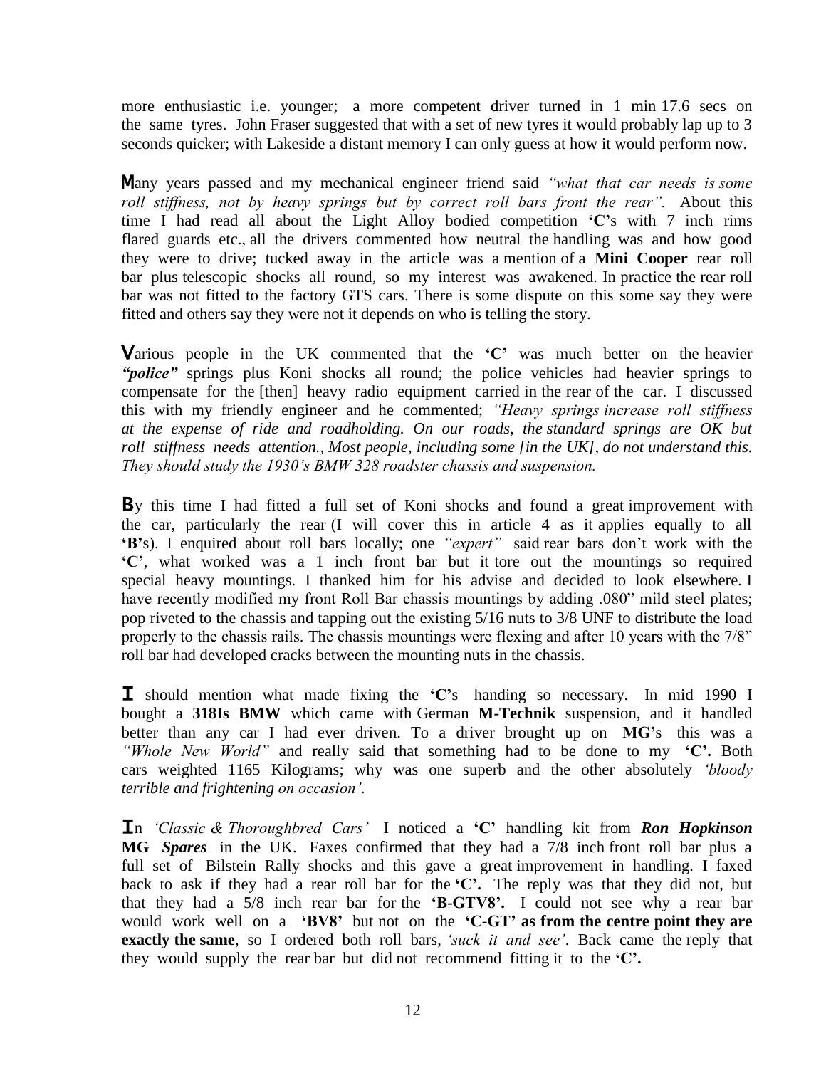more enthusiastic i.e. younger; a more competent driver turned in 1 min 17.6 secs on the same tyres. John Fraser suggested that with a set of new tyres it would probably lap up to 3 seconds quicker; with Lakeside a distant memory I can only guess at how it would perform now.

**M**any years passed and my mechanical engineer friend said *"what that car needs is some roll stiffness, not by heavy springs but by correct roll bars front the rear".* About this time I had read all about the Light Alloy bodied competition **'C'**s with 7 inch rims flared guards etc., all the drivers commented how neutral the handling was and how good they were to drive; tucked away in the article was a mention of a **Mini Cooper** rear roll bar plus telescopic shocks all round, so my interest was awakened. In practice the rear roll bar was not fitted to the factory GTS cars. There is some dispute on this some say they were fitted and others say they were not it depends on who is telling the story.

**V**arious people in the UK commented that the **'C'** was much better on the heavier ***"police"*** springs plus Koni shocks all round; the police vehicles had heavier springs to compensate for the [then] heavy radio equipment carried in the rear of the car. I discussed this with my friendly engineer and he commented; *"Heavy springs increase roll stiffness at the expense of ride and roadholding. On our roads, the standard springs are OK but roll stiffness needs attention., Most people, including some [in the UK], do not understand this. They should study the 1930's BMW 328 roadster chassis and suspension.*

**B**y this time I had fitted a full set of Koni shocks and found a great improvement with the car, particularly the rear (I will cover this in article 4 as it applies equally to all **'B'**s). I enquired about roll bars locally; one *"expert"* said rear bars don't work with the **'C'**, what worked was a 1 inch front bar but it tore out the mountings so required special heavy mountings. I thanked him for his advise and decided to look elsewhere. I have recently modified my front Roll Bar chassis mountings by adding .080" mild steel plates; pop riveted to the chassis and tapping out the existing 5/16 nuts to 3/8 UNF to distribute the load properly to the chassis rails. The chassis mountings were flexing and after 10 years with the 7/8" roll bar had developed cracks between the mounting nuts in the chassis.

**I** should mention what made fixing the **'C'**s handing so necessary. In mid 1990 I bought a **318Is BMW** which came with German **M-Technik** suspension, and it handled better than any car I had ever driven. To a driver brought up on **MG'**s this was a *"Whole New World"* and really said that something had to be done to my **'C'.** Both cars weighted 1165 Kilograms; why was one superb and the other absolutely *'bloody terrible and frightening on occasion'.*

**I**n *'Classic & Thoroughbred Cars'* I noticed a **'C'** handling kit from ***Ron Hopkinson*** **MG** ***Spares*** in the UK. Faxes confirmed that they had a 7/8 inch front roll bar plus a full set of Bilstein Rally shocks and this gave a great improvement in handling. I faxed back to ask if they had a rear roll bar for the **'C'.** The reply was that they did not, but that they had a 5/8 inch rear bar for the **'B-GTV8'.** I could not see why a rear bar would work well on a **'BV8'** but not on the **'C-GT' as from the centre point they are exactly the same**, so I ordered both roll bars, *'suck it and see'.* Back came the reply that they would supply the rear bar but did not recommend fitting it to the **'C'.**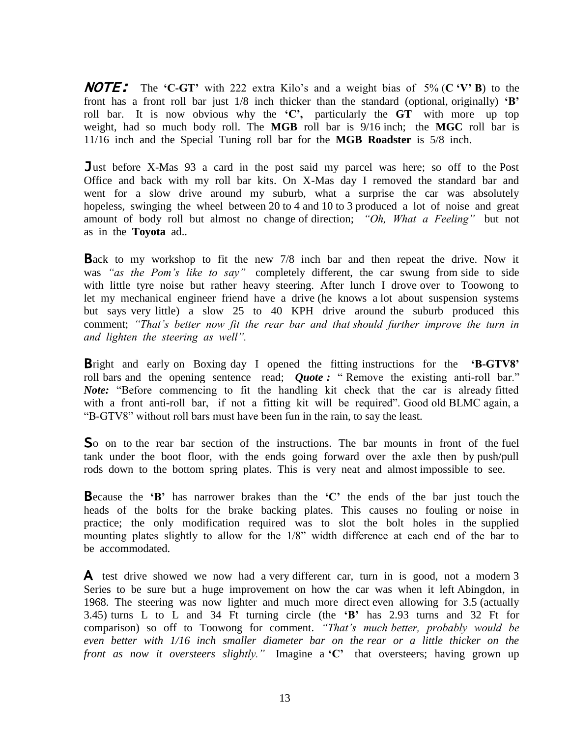**NOTE:** The **'C-GT'** with 222 extra Kilo's and a weight bias of 5% (**C 'V' B**) to the front has a front roll bar just 1/8 inch thicker than the standard (optional, originally) **'B'** roll bar. It is now obvious why the **'C',** particularly the **GT** with more up top weight, had so much body roll. The **MGB** roll bar is 9/16 inch; the **MGC** roll bar is 11/16 inch and the Special Tuning roll bar for the **MGB Roadster** is 5/8 inch.

Just before X-Mas 93 a card in the post said my parcel was here; so off to the Post Office and back with my roll bar kits. On X-Mas day I removed the standard bar and went for a slow drive around my suburb, what a surprise the car was absolutely hopeless, swinging the wheel between 20 to 4 and 10 to 3 produced a lot of noise and great amount of body roll but almost no change of direction; *"Oh, What a Feeling"* but not as in the **Toyota** ad..

Back to my workshop to fit the new 7/8 inch bar and then repeat the drive. Now it was *"as the Pom's like to say"* completely different, the car swung from side to side with little tyre noise but rather heavy steering. After lunch I drove over to Toowong to let my mechanical engineer friend have a drive (he knows a lot about suspension systems but says very little) a slow 25 to 40 KPH drive around the suburb produced this comment; *"That's better now fit the rear bar and that should further improve the turn in and lighten the steering as well".*

Bright and early on Boxing day I opened the fitting instructions for the **'B-GTV8'** roll bars and the opening sentence read; ***Quote :*** " Remove the existing anti-roll bar." ***Note:*** "Before commencing to fit the handling kit check that the car is already fitted with a front anti-roll bar, if not a fitting kit will be required". Good old BLMC again, a "B-GTV8" without roll bars must have been fun in the rain, to say the least.

So on to the rear bar section of the instructions. The bar mounts in front of the fuel tank under the boot floor, with the ends going forward over the axle then by push/pull rods down to the bottom spring plates. This is very neat and almost impossible to see.

Because the **'B'** has narrower brakes than the **'C'** the ends of the bar just touch the heads of the bolts for the brake backing plates. This causes no fouling or noise in practice; the only modification required was to slot the bolt holes in the supplied mounting plates slightly to allow for the 1/8" width difference at each end of the bar to be accommodated.

A test drive showed we now had a very different car, turn in is good, not a modern 3 Series to be sure but a huge improvement on how the car was when it left Abingdon, in 1968. The steering was now lighter and much more direct even allowing for 3.5 (actually 3.45) turns L to L and 34 Ft turning circle (the **'B'** has 2.93 turns and 32 Ft for comparison) so off to Toowong for comment. *"That's much better, probably would be even better with 1/16 inch smaller diameter bar on the rear or a little thicker on the front as now it oversteers slightly."* Imagine a **'C'** that oversteers; having grown up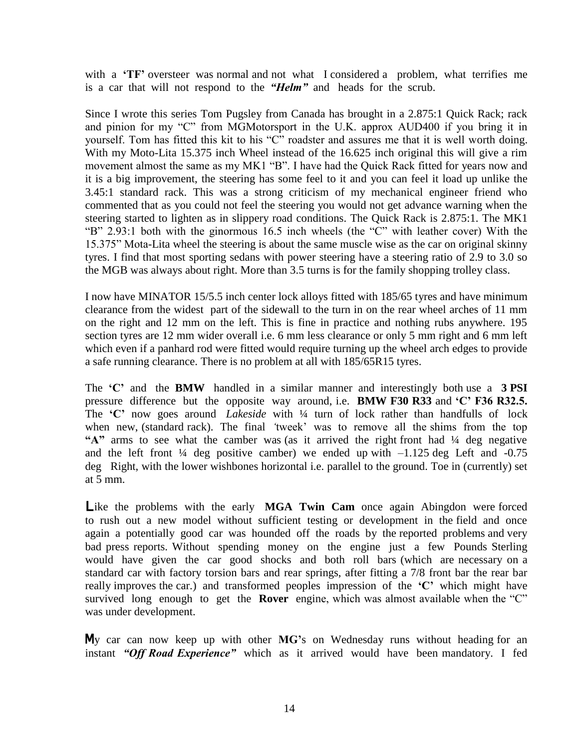with a **'TF'** oversteer was normal and not what I considered a problem, what terrifies me is a car that will not respond to the ***"Helm"*** and heads for the scrub.

Since I wrote this series Tom Pugsley from Canada has brought in a 2.875:1 Quick Rack; rack and pinion for my "C" from MGMotorsport in the U.K. approx AUD400 if you bring it in yourself. Tom has fitted this kit to his "C" roadster and assures me that it is well worth doing. With my Moto-Lita 15.375 inch Wheel instead of the 16.625 inch original this will give a rim movement almost the same as my MK1 "B". I have had the Quick Rack fitted for years now and it is a big improvement, the steering has some feel to it and you can feel it load up unlike the 3.45:1 standard rack. This was a strong criticism of my mechanical engineer friend who commented that as you could not feel the steering you would not get advance warning when the steering started to lighten as in slippery road conditions. The Quick Rack is 2.875:1. The MK1 "B" 2.93:1 both with the ginormous 16.5 inch wheels (the "C" with leather cover) With the 15.375" Mota-Lita wheel the steering is about the same muscle wise as the car on original skinny tyres. I find that most sporting sedans with power steering have a steering ratio of 2.9 to 3.0 so the MGB was always about right. More than 3.5 turns is for the family shopping trolley class.

I now have MINATOR 15/5.5 inch center lock alloys fitted with 185/65 tyres and have minimum clearance from the widest part of the sidewall to the turn in on the rear wheel arches of 11 mm on the right and 12 mm on the left. This is fine in practice and nothing rubs anywhere. 195 section tyres are 12 mm wider overall i.e. 6 mm less clearance or only 5 mm right and 6 mm left which even if a panhard rod were fitted would require turning up the wheel arch edges to provide a safe running clearance. There is no problem at all with 185/65R15 tyres.

The **'C'** and the **BMW** handled in a similar manner and interestingly both use a **3 PSI** pressure difference but the opposite way around, i.e. **BMW F30 R33** and **'C' F36 R32.5.** The **'C'** now goes around *Lakeside* with ¼ turn of lock rather than handfulls of lock when new, (standard rack). The final 'tweek' was to remove all the shims from the top **"A"** arms to see what the camber was (as it arrived the right front had ¼ deg negative and the left front ¼ deg positive camber) we ended up with –1.125 deg Left and -0.75 deg Right, with the lower wishbones horizontal i.e. parallel to the ground. Toe in (currently) set at 5 mm.

**L**ike the problems with the early **MGA Twin Cam** once again Abingdon were forced to rush out a new model without sufficient testing or development in the field and once again a potentially good car was hounded off the roads by the reported problems and very bad press reports. Without spending money on the engine just a few Pounds Sterling would have given the car good shocks and both roll bars (which are necessary on a standard car with factory torsion bars and rear springs, after fitting a 7/8 front bar the rear bar really improves the car.) and transformed peoples impression of the **'C'** which might have survived long enough to get the **Rover** engine, which was almost available when the "C" was under development.

**M**y car can now keep up with other **MG'**s on Wednesday runs without heading for an instant ***"Off Road Experience"*** which as it arrived would have been mandatory. I fed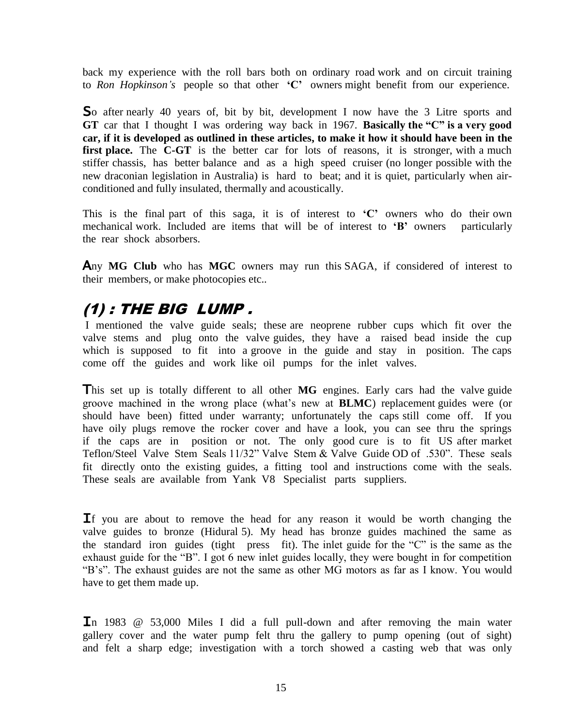back my experience with the roll bars both on ordinary road work and on circuit training to *Ron Hopkinson's* people so that other **'C'** owners might benefit from our experience.

So after nearly 40 years of, bit by bit, development I now have the 3 Litre sports and **GT** car that I thought I was ordering way back in 1967. **Basically the "C" is a very good car, if it is developed as outlined in these articles, to make it how it should have been in the first place.** The **C-GT** is the better car for lots of reasons, it is stronger, with a much stiffer chassis, has better balance and as a high speed cruiser (no longer possible with the new draconian legislation in Australia) is hard to beat; and it is quiet, particularly when air-conditioned and fully insulated, thermally and acoustically.

This is the final part of this saga, it is of interest to **'C'** owners who do their own mechanical work. Included are items that will be of interest to **'B'** owners particularly the rear shock absorbers.

Any **MG Club** who has **MGC** owners may run this SAGA, if considered of interest to their members, or make photocopies etc..

## *(1) : THE BIG LUMP .*

I mentioned the valve guide seals; these are neoprene rubber cups which fit over the valve stems and plug onto the valve guides, they have a raised bead inside the cup which is supposed to fit into a groove in the guide and stay in position. The caps come off the guides and work like oil pumps for the inlet valves.

This set up is totally different to all other **MG** engines. Early cars had the valve guide groove machined in the wrong place (what's new at **BLMC**) replacement guides were (or should have been) fitted under warranty; unfortunately the caps still come off. If you have oily plugs remove the rocker cover and have a look, you can see thru the springs if the caps are in position or not. The only good cure is to fit US after market Teflon/Steel Valve Stem Seals 11/32" Valve Stem & Valve Guide OD of .530". These seals fit directly onto the existing guides, a fitting tool and instructions come with the seals. These seals are available from Yank V8 Specialist parts suppliers.

If you are about to remove the head for any reason it would be worth changing the valve guides to bronze (Hidural 5). My head has bronze guides machined the same as the standard iron guides (tight press fit). The inlet guide for the "C" is the same as the exhaust guide for the "B". I got 6 new inlet guides locally, they were bought in for competition "B's". The exhaust guides are not the same as other MG motors as far as I know. You would have to get them made up.

In 1983 @ 53,000 Miles I did a full pull-down and after removing the main water gallery cover and the water pump felt thru the gallery to pump opening (out of sight) and felt a sharp edge; investigation with a torch showed a casting web that was only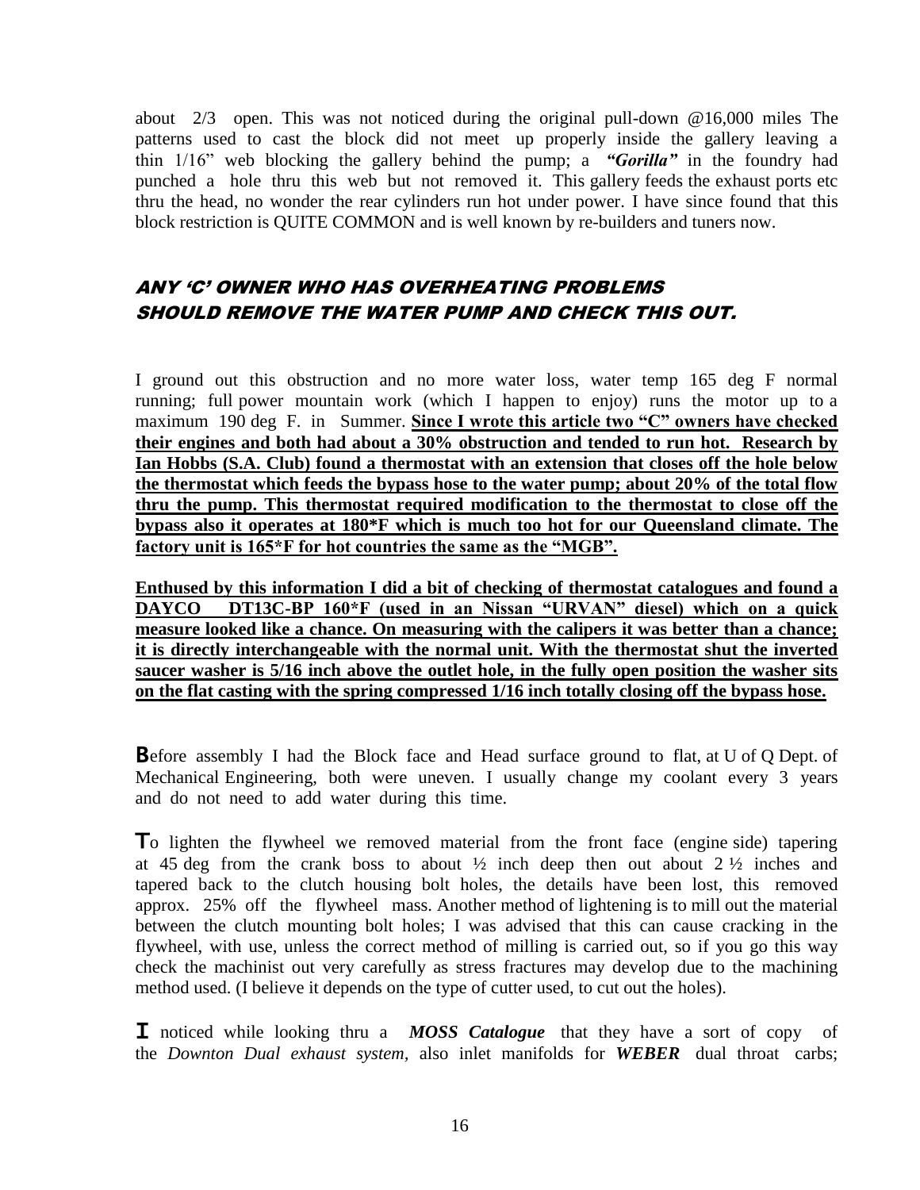about 2/3 open. This was not noticed during the original pull-down @16,000 miles The patterns used to cast the block did not meet up properly inside the gallery leaving a thin 1/16" web blocking the gallery behind the pump; a ***"Gorilla"*** in the foundry had punched a hole thru this web but not removed it. This gallery feeds the exhaust ports etc thru the head, no wonder the rear cylinders run hot under power. I have since found that this block restriction is QUITE COMMON and is well known by re-builders and tuners now.

### *ANY 'C' OWNER WHO HAS OVERHEATING PROBLEMS SHOULD REMOVE THE WATER PUMP AND CHECK THIS OUT.*

I ground out this obstruction and no more water loss, water temp 165 deg F normal running; full power mountain work (which I happen to enjoy) runs the motor up to a maximum 190 deg F. in Summer. **Since I wrote this article two "C" owners have checked their engines and both had about a 30% obstruction and tended to run hot. Research by Ian Hobbs (S.A. Club) found a thermostat with an extension that closes off the hole below the thermostat which feeds the bypass hose to the water pump; about 20% of the total flow thru the pump. This thermostat required modification to the thermostat to close off the bypass also it operates at 180*F which is much too hot for our Queensland climate. The factory unit is 165*F for hot countries the same as the "MGB".**

**Enthused by this information I did a bit of checking of thermostat catalogues and found a DAYCO DT13C-BP 160*F (used in an Nissan "URVAN" diesel) which on a quick measure looked like a chance. On measuring with the calipers it was better than a chance; it is directly interchangeable with the normal unit. With the thermostat shut the inverted saucer washer is 5/16 inch above the outlet hole, in the fully open position the washer sits on the flat casting with the spring compressed 1/16 inch totally closing off the bypass hose.**

**B**efore assembly I had the Block face and Head surface ground to flat, at U of Q Dept. of Mechanical Engineering, both were uneven. I usually change my coolant every 3 years and do not need to add water during this time.

**T**o lighten the flywheel we removed material from the front face (engine side) tapering at 45 deg from the crank boss to about ½ inch deep then out about 2 ½ inches and tapered back to the clutch housing bolt holes, the details have been lost, this removed approx. 25% off the flywheel mass. Another method of lightening is to mill out the material between the clutch mounting bolt holes; I was advised that this can cause cracking in the flywheel, with use, unless the correct method of milling is carried out, so if you go this way check the machinist out very carefully as stress fractures may develop due to the machining method used. (I believe it depends on the type of cutter used, to cut out the holes).

**I** noticed while looking thru a ***MOSS Catalogue*** that they have a sort of copy of the *Downton Dual exhaust system,* also inlet manifolds for ***WEBER*** dual throat carbs;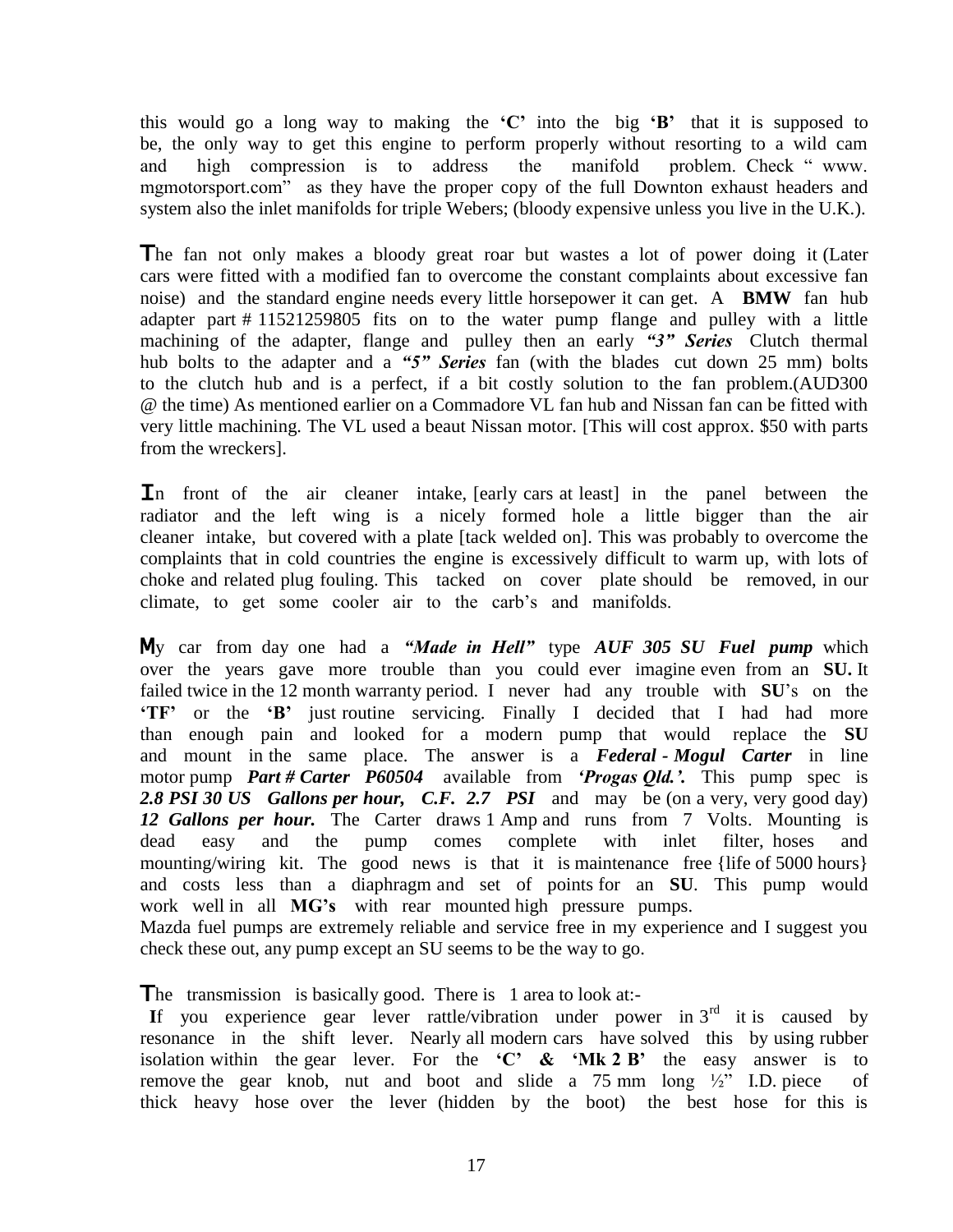this would go a long way to making the **'C'** into the big **'B'** that it is supposed to be, the only way to get this engine to perform properly without resorting to a wild cam and high compression is to address the manifold problem. Check " www. mgmotorsport.com" as they have the proper copy of the full Downton exhaust headers and system also the inlet manifolds for triple Webers; (bloody expensive unless you live in the U.K.).

**T**he fan not only makes a bloody great roar but wastes a lot of power doing it (Later cars were fitted with a modified fan to overcome the constant complaints about excessive fan noise) and the standard engine needs every little horsepower it can get. A **BMW** fan hub adapter part # 11521259805 fits on to the water pump flange and pulley with a little machining of the adapter, flange and pulley then an early ***"3" Series*** Clutch thermal hub bolts to the adapter and a ***"5" Series*** fan (with the blades cut down 25 mm) bolts to the clutch hub and is a perfect, if a bit costly solution to the fan problem.(AUD300 @ the time) As mentioned earlier on a Commadore VL fan hub and Nissan fan can be fitted with very little machining. The VL used a beaut Nissan motor. [This will cost approx. $50 with parts from the wreckers].

**I**n front of the air cleaner intake, [early cars at least] in the panel between the radiator and the left wing is a nicely formed hole a little bigger than the air cleaner intake, but covered with a plate [tack welded on]. This was probably to overcome the complaints that in cold countries the engine is excessively difficult to warm up, with lots of choke and related plug fouling. This tacked on cover plate should be removed, in our climate, to get some cooler air to the carb's and manifolds.

**M**y car from day one had a ***"Made in Hell"*** type ***AUF 305 SU Fuel pump*** which over the years gave more trouble than you could ever imagine even from an **SU.** It failed twice in the 12 month warranty period. I never had any trouble with **SU**'s on the **'TF'** or the **'B'** just routine servicing. Finally I decided that I had had more than enough pain and looked for a modern pump that would replace the **SU** and mount in the same place. The answer is a ***Federal - Mogul Carter*** in line motor pump ***Part # Carter P60504*** available from ***'Progas Qld.'.*** This pump spec is ***2.8 PSI 30 US Gallons per hour, C.F. 2.7 PSI*** and may be (on a very, very good day) ***12 Gallons per hour.*** The Carter draws 1 Amp and runs from 7 Volts. Mounting is dead easy and the pump comes complete with inlet filter, hoses and mounting/wiring kit. The good news is that it is maintenance free {life of 5000 hours} and costs less than a diaphragm and set of points for an **SU**. This pump would work well in all **MG's** with rear mounted high pressure pumps.
Mazda fuel pumps are extremely reliable and service free in my experience and I suggest you check these out, any pump except an SU seems to be the way to go.

**T**he transmission is basically good. There is 1 area to look at:-

**I**f you experience gear lever rattle/vibration under power in 3rd it is caused by resonance in the shift lever. Nearly all modern cars have solved this by using rubber isolation within the gear lever. For the **'C' & 'Mk 2 B'** the easy answer is to remove the gear knob, nut and boot and slide a 75 mm long ½" I.D. piece of thick heavy hose over the lever (hidden by the boot) the best hose for this is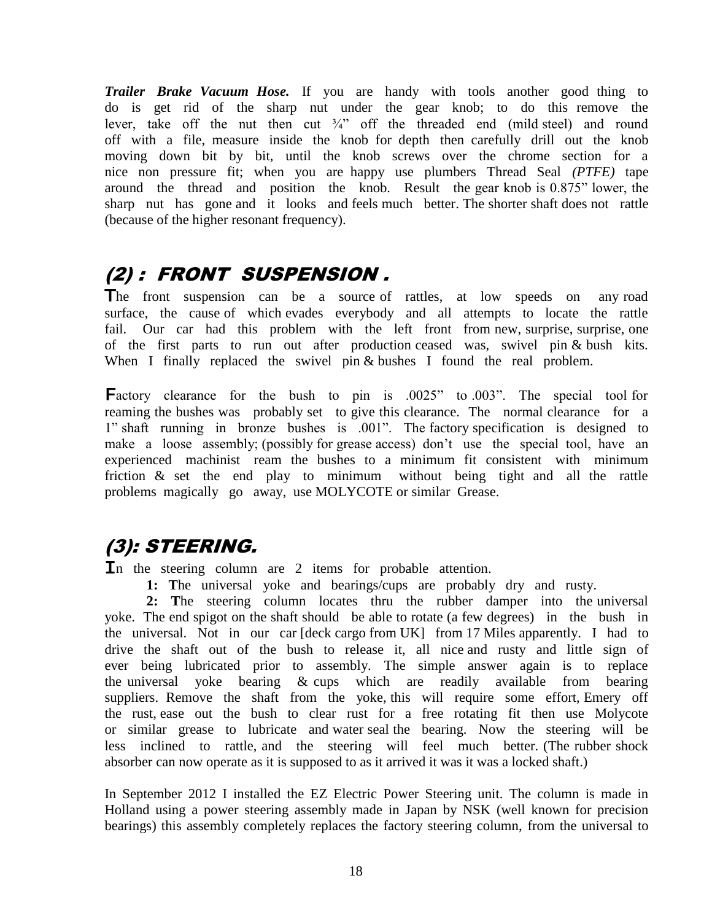***Trailer Brake Vacuum Hose.*** If you are handy with tools another good thing to do is get rid of the sharp nut under the gear knob; to do this remove the lever, take off the nut then cut ¾" off the threaded end (mild steel) and round off with a file, measure inside the knob for depth then carefully drill out the knob moving down bit by bit, until the knob screws over the chrome section for a nice non pressure fit; when you are happy use plumbers Thread Seal *(PTFE)* tape around the thread and position the knob. Result the gear knob is 0.875" lower, the sharp nut has gone and it looks and feels much better. The shorter shaft does not rattle (because of the higher resonant frequency).

## *(2) : FRONT SUSPENSION .*

The front suspension can be a source of rattles, at low speeds on any road surface, the cause of which evades everybody and all attempts to locate the rattle fail. Our car had this problem with the left front from new, surprise, surprise, one of the first parts to run out after production ceased was, swivel pin & bush kits. When I finally replaced the swivel pin & bushes I found the real problem.

Factory clearance for the bush to pin is .0025" to .003". The special tool for reaming the bushes was probably set to give this clearance. The normal clearance for a 1" shaft running in bronze bushes is .001". The factory specification is designed to make a loose assembly; (possibly for grease access) don't use the special tool, have an experienced machinist ream the bushes to a minimum fit consistent with minimum friction & set the end play to minimum without being tight and all the rattle problems magically go away, use MOLYCOTE or similar Grease.

## *(3): STEERING.*

In the steering column are 2 items for probable attention.

**1: T**he universal yoke and bearings/cups are probably dry and rusty.

**2: T**he steering column locates thru the rubber damper into the universal yoke. The end spigot on the shaft should be able to rotate (a few degrees) in the bush in the universal. Not in our car [deck cargo from UK] from 17 Miles apparently. I had to drive the shaft out of the bush to release it, all nice and rusty and little sign of ever being lubricated prior to assembly. The simple answer again is to replace the universal yoke bearing & cups which are readily available from bearing suppliers. Remove the shaft from the yoke, this will require some effort, Emery off the rust, ease out the bush to clear rust for a free rotating fit then use Molycote or similar grease to lubricate and water seal the bearing. Now the steering will be less inclined to rattle, and the steering will feel much better. (The rubber shock absorber can now operate as it is supposed to as it arrived it was it was a locked shaft.)

In September 2012 I installed the EZ Electric Power Steering unit. The column is made in Holland using a power steering assembly made in Japan by NSK (well known for precision bearings) this assembly completely replaces the factory steering column, from the universal to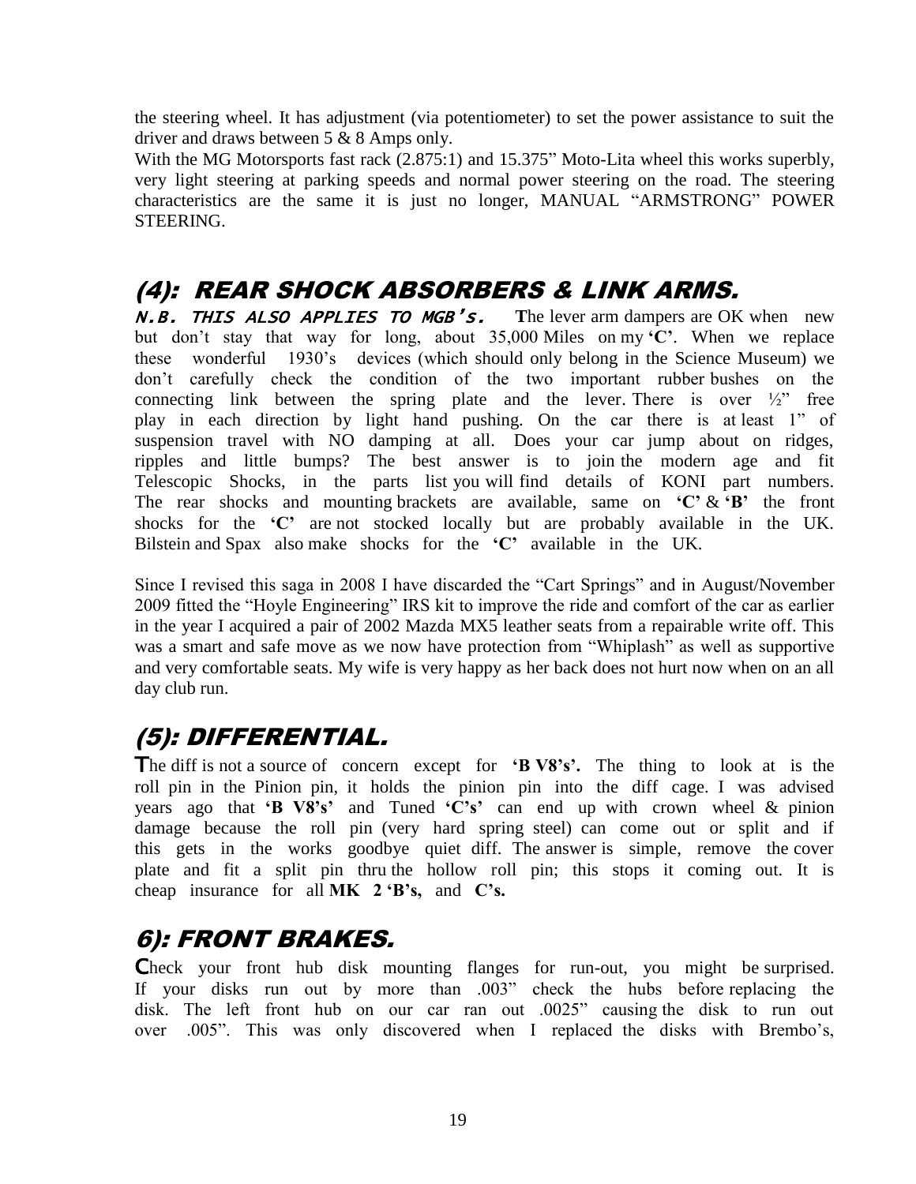the steering wheel. It has adjustment (via potentiometer) to set the power assistance to suit the driver and draws between 5 & 8 Amps only.

With the MG Motorsports fast rack (2.875:1) and 15.375" Moto-Lita wheel this works superbly, very light steering at parking speeds and normal power steering on the road. The steering characteristics are the same it is just no longer, MANUAL "ARMSTRONG" POWER STEERING.

## (4): REAR SHOCK ABSORBERS & LINK ARMS.

***N.B. THIS ALSO APPLIES TO MGB's.*** **T**he lever arm dampers are OK when new but don't stay that way for long, about 35,000 Miles on my **'C'**. When we replace these wonderful 1930's devices (which should only belong in the Science Museum) we don't carefully check the condition of the two important rubber bushes on the connecting link between the spring plate and the lever. There is over ½" free play in each direction by light hand pushing. On the car there is at least 1" of suspension travel with NO damping at all. Does your car jump about on ridges, ripples and little bumps? The best answer is to join the modern age and fit Telescopic Shocks, in the parts list you will find details of KONI part numbers. The rear shocks and mounting brackets are available, same on **'C'** & **'B'** the front shocks for the **'C'** are not stocked locally but are probably available in the UK. Bilstein and Spax also make shocks for the **'C'** available in the UK.

Since I revised this saga in 2008 I have discarded the "Cart Springs" and in August/November 2009 fitted the "Hoyle Engineering" IRS kit to improve the ride and comfort of the car as earlier in the year I acquired a pair of 2002 Mazda MX5 leather seats from a repairable write off. This was a smart and safe move as we now have protection from "Whiplash" as well as supportive and very comfortable seats. My wife is very happy as her back does not hurt now when on an all day club run.

## (5): DIFFERENTIAL.

**T**he diff is not a source of concern except for **'B V8's'.** The thing to look at is the roll pin in the Pinion pin, it holds the pinion pin into the diff cage. I was advised years ago that **'B V8's'** and Tuned **'C's'** can end up with crown wheel & pinion damage because the roll pin (very hard spring steel) can come out or split and if this gets in the works goodbye quiet diff. The answer is simple, remove the cover plate and fit a split pin thru the hollow roll pin; this stops it coming out. It is cheap insurance for all **MK 2 'B's,** and **C's.**

## 6): FRONT BRAKES.

**C**heck your front hub disk mounting flanges for run-out, you might be surprised. If your disks run out by more than .003" check the hubs before replacing the disk. The left front hub on our car ran out .0025" causing the disk to run out over .005". This was only discovered when I replaced the disks with Brembo's,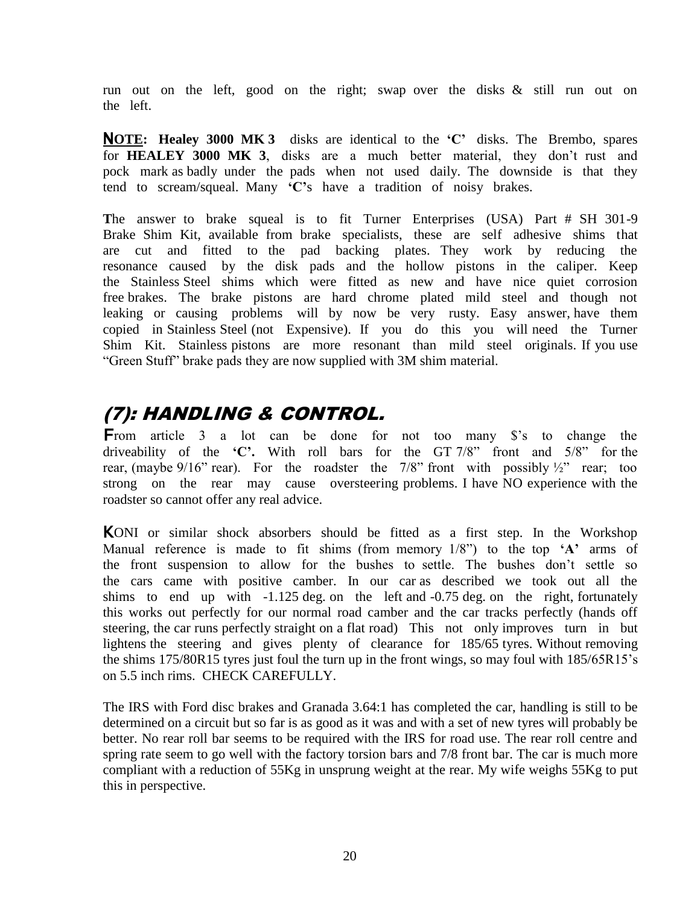run out on the left, good on the right; swap over the disks & still run out on the left.

**NOTE: Healey 3000 MK 3** disks are identical to the **'C'** disks. The Brembo, spares for **HEALEY 3000 MK 3**, disks are a much better material, they don't rust and pock mark as badly under the pads when not used daily. The downside is that they tend to scream/squeal. Many **'C'**s have a tradition of noisy brakes.

**T**he answer to brake squeal is to fit Turner Enterprises (USA) Part # SH 301-9 Brake Shim Kit, available from brake specialists, these are self adhesive shims that are cut and fitted to the pad backing plates. They work by reducing the resonance caused by the disk pads and the hollow pistons in the caliper. Keep the Stainless Steel shims which were fitted as new and have nice quiet corrosion free brakes. The brake pistons are hard chrome plated mild steel and though not leaking or causing problems will by now be very rusty. Easy answer, have them copied in Stainless Steel (not Expensive). If you do this you will need the Turner Shim Kit. Stainless pistons are more resonant than mild steel originals. If you use "Green Stuff" brake pads they are now supplied with 3M shim material.

## *(7): HANDLING & CONTROL.*

**F**rom article 3 a lot can be done for not too many $'s to change the driveability of the **'C'.** With roll bars for the GT 7/8" front and 5/8" for the rear, (maybe 9/16" rear). For the roadster the 7/8" front with possibly ½" rear; too strong on the rear may cause oversteering problems. I have NO experience with the roadster so cannot offer any real advice.

**K**ONI or similar shock absorbers should be fitted as a first step. In the Workshop Manual reference is made to fit shims (from memory 1/8") to the top **'A'** arms of the front suspension to allow for the bushes to settle. The bushes don't settle so the cars came with positive camber. In our car as described we took out all the shims to end up with -1.125 deg. on the left and -0.75 deg. on the right, fortunately this works out perfectly for our normal road camber and the car tracks perfectly (hands off steering, the car runs perfectly straight on a flat road) This not only improves turn in but lightens the steering and gives plenty of clearance for 185/65 tyres. Without removing the shims 175/80R15 tyres just foul the turn up in the front wings, so may foul with 185/65R15's on 5.5 inch rims. CHECK CAREFULLY.

The IRS with Ford disc brakes and Granada 3.64:1 has completed the car, handling is still to be determined on a circuit but so far is as good as it was and with a set of new tyres will probably be better. No rear roll bar seems to be required with the IRS for road use. The rear roll centre and spring rate seem to go well with the factory torsion bars and 7/8 front bar. The car is much more compliant with a reduction of 55Kg in unsprung weight at the rear. My wife weighs 55Kg to put this in perspective.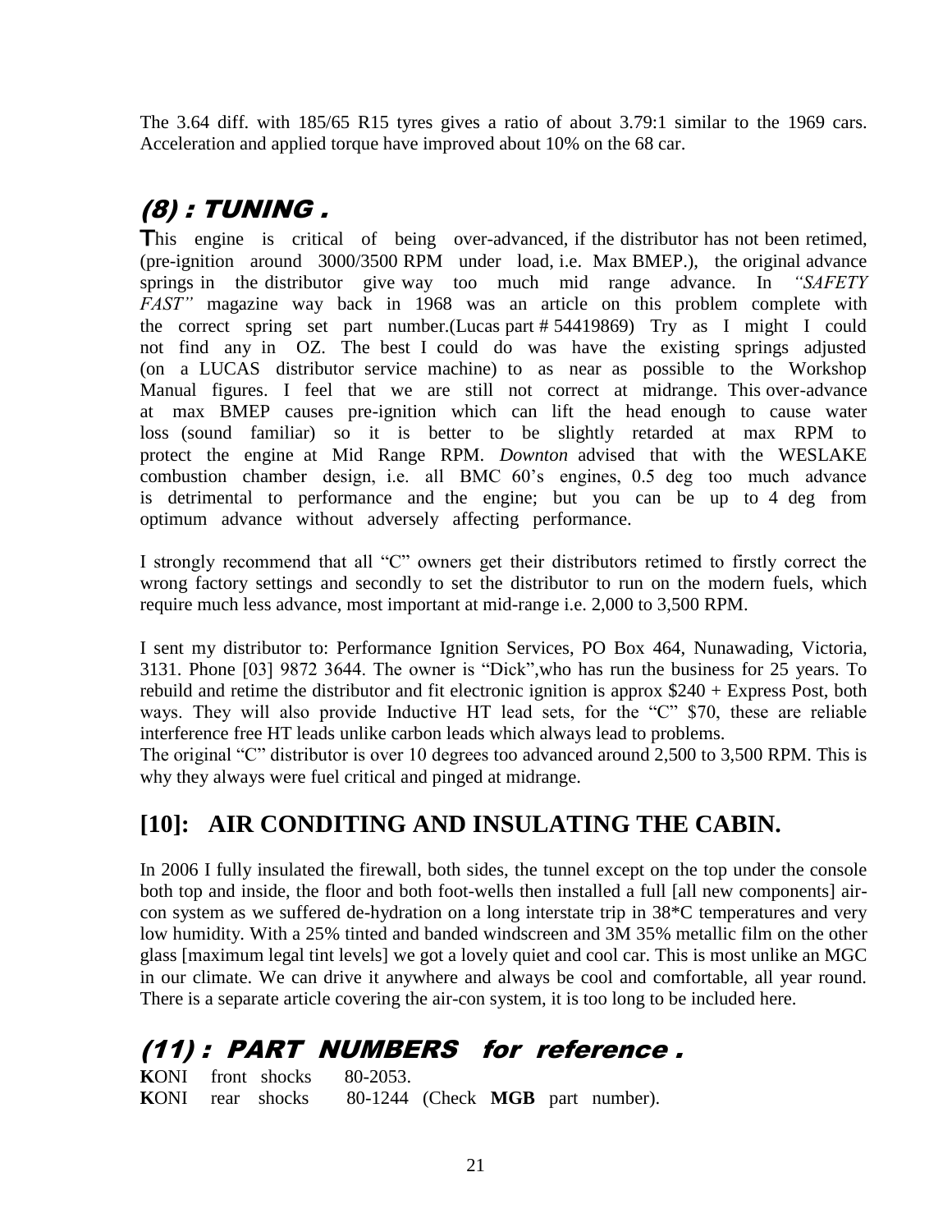The 3.64 diff. with 185/65 R15 tyres gives a ratio of about 3.79:1 similar to the 1969 cars. Acceleration and applied torque have improved about 10% on the 68 car.

## *(8) : TUNING .*

**T**his engine is critical of being over-advanced, if the distributor has not been retimed, (pre-ignition around 3000/3500 RPM under load, i.e. Max BMEP.), the original advance springs in the distributor give way too much mid range advance. In *"SAFETY FAST"* magazine way back in 1968 was an article on this problem complete with the correct spring set part number.(Lucas part # 54419869) Try as I might I could not find any in OZ. The best I could do was have the existing springs adjusted (on a LUCAS distributor service machine) to as near as possible to the Workshop Manual figures. I feel that we are still not correct at midrange. This over-advance at max BMEP causes pre-ignition which can lift the head enough to cause water loss (sound familiar) so it is better to be slightly retarded at max RPM to protect the engine at Mid Range RPM. *Downton* advised that with the WESLAKE combustion chamber design, i.e. all BMC 60's engines, 0.5 deg too much advance is detrimental to performance and the engine; but you can be up to 4 deg from optimum advance without adversely affecting performance.

I strongly recommend that all "C" owners get their distributors retimed to firstly correct the wrong factory settings and secondly to set the distributor to run on the modern fuels, which require much less advance, most important at mid-range i.e. 2,000 to 3,500 RPM.

I sent my distributor to: Performance Ignition Services, PO Box 464, Nunawading, Victoria, 3131. Phone [03] 9872 3644. The owner is "Dick",who has run the business for 25 years. To rebuild and retime the distributor and fit electronic ignition is approx $240 + Express Post, both ways. They will also provide Inductive HT lead sets, for the "C" $70, these are reliable interference free HT leads unlike carbon leads which always lead to problems.
The original "C" distributor is over 10 degrees too advanced around 2,500 to 3,500 RPM. This is why they always were fuel critical and pinged at midrange.

## [10]: AIR CONDITING AND INSULATING THE CABIN.

In 2006 I fully insulated the firewall, both sides, the tunnel except on the top under the console both top and inside, the floor and both foot-wells then installed a full [all new components] air-con system as we suffered de-hydration on a long interstate trip in 38*C temperatures and very low humidity. With a 25% tinted and banded windscreen and 3M 35% metallic film on the other glass [maximum legal tint levels] we got a lovely quiet and cool car. This is most unlike an MGC in our climate. We can drive it anywhere and always be cool and comfortable, all year round. There is a separate article covering the air-con system, it is too long to be included here.

## *(11) : PART NUMBERS for reference .*

**K**ONI front shocks 80-2053.
**K**ONI rear shocks 80-1244 (Check **MGB** part number).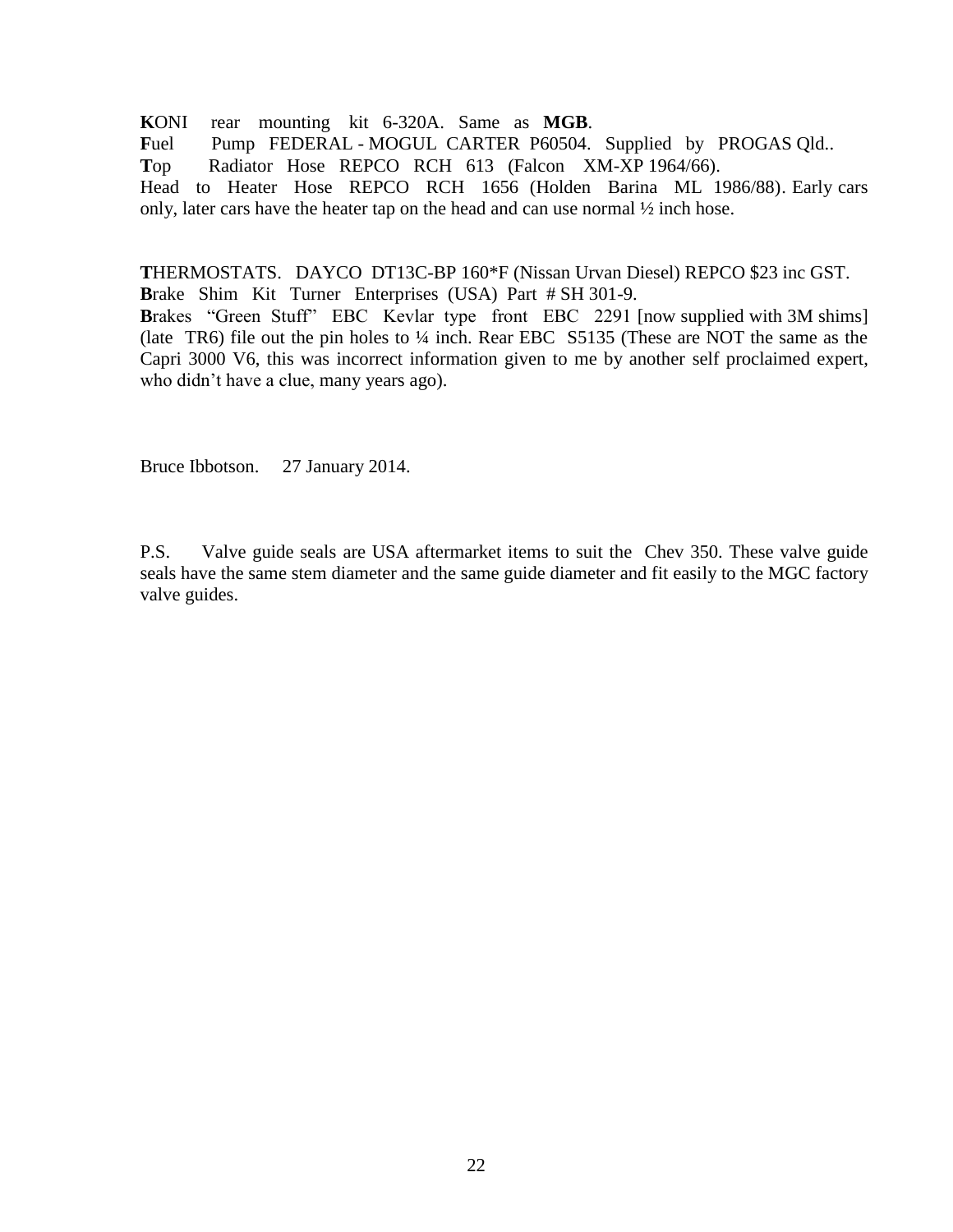**K**ONI rear mounting kit 6-320A. Same as **MGB**.
**F**uel Pump FEDERAL - MOGUL CARTER P60504. Supplied by PROGAS Qld..
**T**op Radiator Hose REPCO RCH 613 (Falcon XM-XP 1964/66).
Head to Heater Hose REPCO RCH 1656 (Holden Barina ML 1986/88). Early cars only, later cars have the heater tap on the head and can use normal ½ inch hose.

**T**HERMOSTATS. DAYCO DT13C-BP 160*F (Nissan Urvan Diesel) REPCO $23 inc GST.
**B**rake Shim Kit Turner Enterprises (USA) Part # SH 301-9.
**B**rakes "Green Stuff" EBC Kevlar type front EBC 2291 [now supplied with 3M shims] (late TR6) file out the pin holes to ¼ inch. Rear EBC S5135 (These are NOT the same as the Capri 3000 V6, this was incorrect information given to me by another self proclaimed expert, who didn't have a clue, many years ago).

Bruce Ibbotson. 27 January 2014.

P.S. Valve guide seals are USA aftermarket items to suit the Chev 350. These valve guide seals have the same stem diameter and the same guide diameter and fit easily to the MGC factory valve guides.